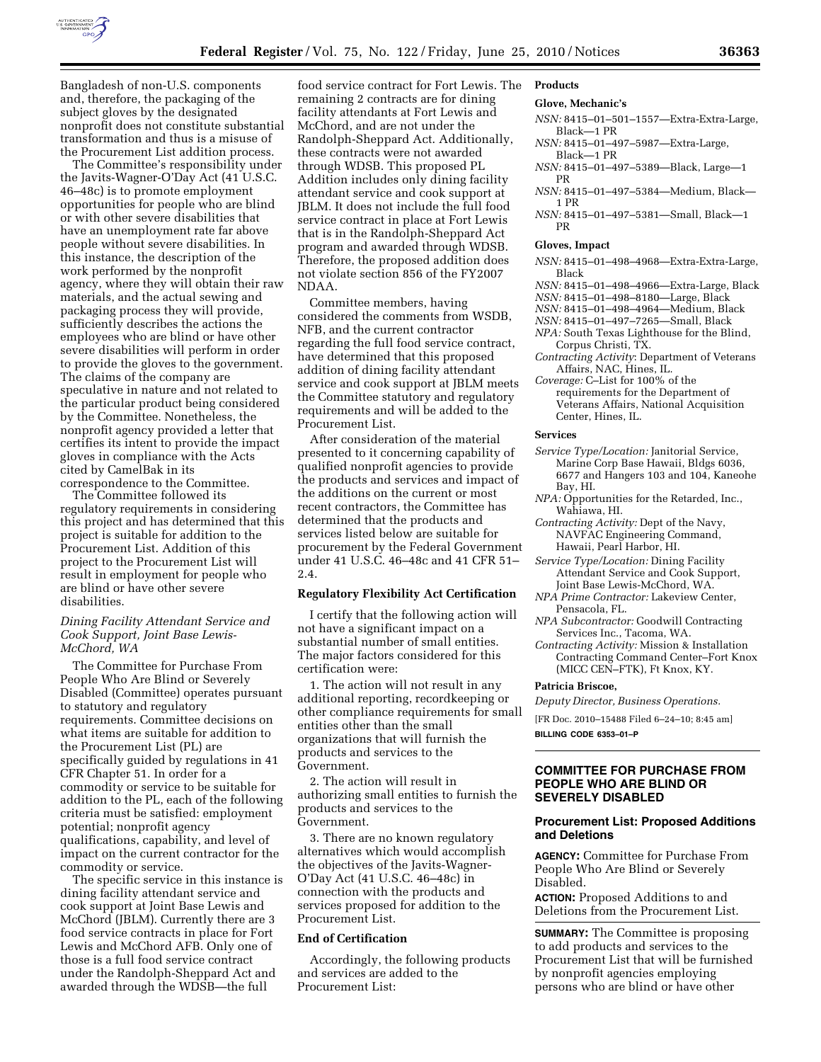Bangladesh of non-U.S. components and, therefore, the packaging of the subject gloves by the designated nonprofit does not constitute substantial transformation and thus is a misuse of the Procurement List addition process.

The Committee's responsibility under the Javits-Wagner-O'Day Act (41 U.S.C. 46–48c) is to promote employment opportunities for people who are blind or with other severe disabilities that have an unemployment rate far above people without severe disabilities. In this instance, the description of the work performed by the nonprofit agency, where they will obtain their raw materials, and the actual sewing and packaging process they will provide, sufficiently describes the actions the employees who are blind or have other severe disabilities will perform in order to provide the gloves to the government. The claims of the company are speculative in nature and not related to the particular product being considered by the Committee. Nonetheless, the nonprofit agency provided a letter that certifies its intent to provide the impact gloves in compliance with the Acts cited by CamelBak in its correspondence to the Committee.

The Committee followed its regulatory requirements in considering this project and has determined that this project is suitable for addition to the Procurement List. Addition of this project to the Procurement List will result in employment for people who are blind or have other severe disabilities.

*Dining Facility Attendant Service and Cook Support, Joint Base Lewis-McChord, WA*

The Committee for Purchase From People Who Are Blind or Severely Disabled (Committee) operates pursuant to statutory and regulatory requirements. Committee decisions on what items are suitable for addition to the Procurement List (PL) are specifically guided by regulations in 41 CFR Chapter 51. In order for a commodity or service to be suitable for addition to the PL, each of the following criteria must be satisfied: employment potential; nonprofit agency qualifications, capability, and level of impact on the current contractor for the commodity or service.

The specific service in this instance is dining facility attendant service and cook support at Joint Base Lewis and McChord (JBLM). Currently there are 3 food service contracts in place for Fort Lewis and McChord AFB. Only one of those is a full food service contract under the Randolph-Sheppard Act and awarded through the WDSB—the full food service contract for Fort Lewis. The remaining 2 contracts are for dining facility attendants at Fort Lewis and McChord, and are not under the Randolph-Sheppard Act. Additionally, these contracts were not awarded through WDSB. This proposed PL Addition includes only dining facility attendant service and cook support at JBLM. It does not include the full food service contract in place at Fort Lewis that is in the Randolph-Sheppard Act program and awarded through WDSB. Therefore, the proposed addition does not violate section 856 of the FY2007 NDAA.

Committee members, having considered the comments from WSDB, NFB, and the current contractor regarding the full food service contract, have determined that this proposed addition of dining facility attendant service and cook support at JBLM meets the Committee statutory and regulatory requirements and will be added to the Procurement List.

After consideration of the material presented to it concerning capability of qualified nonprofit agencies to provide the products and services and impact of the additions on the current or most recent contractors, the Committee has determined that the products and services listed below are suitable for procurement by the Federal Government under 41 U.S.C. 46–48c and 41 CFR 51–2.4.

**Regulatory Flexibility Act Certification**

I certify that the following action will not have a significant impact on a substantial number of small entities. The major factors considered for this certification were:

1. The action will not result in any additional reporting, recordkeeping or other compliance requirements for small entities other than the small organizations that will furnish the products and services to the Government.

2. The action will result in authorizing small entities to furnish the products and services to the Government.

3. There are no known regulatory alternatives which would accomplish the objectives of the Javits-Wagner-O'Day Act (41 U.S.C. 46–48c) in connection with the products and services proposed for addition to the Procurement List.

**End of Certification**

Accordingly, the following products and services are added to the Procurement List:

**Products**

**Glove, Mechanic's**

*NSN:* 8415–01–501–1557—Extra-Extra-Large, Black—1 PR
*NSN:* 8415–01–497–5987—Extra-Large, Black—1 PR
*NSN:* 8415–01–497–5389—Black, Large—1 PR
*NSN:* 8415–01–497–5384—Medium, Black—1 PR
*NSN:* 8415–01–497–5381—Small, Black—1 PR

**Gloves, Impact**

*NSN:* 8415–01–498–4968—Extra-Extra-Large, Black
*NSN:* 8415–01–498–4966—Extra-Large, Black
*NSN:* 8415–01–498–8180—Large, Black
*NSN:* 8415–01–498–4964—Medium, Black
*NSN:* 8415–01–497–7265—Small, Black
*NPA:* South Texas Lighthouse for the Blind, Corpus Christi, TX.
*Contracting Activity*: Department of Veterans Affairs, NAC, Hines, IL.
*Coverage:* C–List for 100% of the requirements for the Department of Veterans Affairs, National Acquisition Center, Hines, IL.

**Services**

*Service Type/Location:* Janitorial Service, Marine Corp Base Hawaii, Bldgs 6036, 6677 and Hangers 103 and 104, Kaneohe Bay, HI.
*NPA:* Opportunities for the Retarded, Inc., Wahiawa, HI.
*Contracting Activity:* Dept of the Navy, NAVFAC Engineering Command, Hawaii, Pearl Harbor, HI.
*Service Type/Location:* Dining Facility Attendant Service and Cook Support, Joint Base Lewis-McChord, WA.
*NPA Prime Contractor:* Lakeview Center, Pensacola, FL.
*NPA Subcontractor:* Goodwill Contracting Services Inc., Tacoma, WA.
*Contracting Activity:* Mission & Installation Contracting Command Center–Fort Knox (MICC CEN–FTK), Ft Knox, KY.

**Patricia Briscoe,**

*Deputy Director, Business Operations.*

[FR Doc. 2010–15488 Filed 6–24–10; 8:45 am]

**BILLING CODE 6353–01–P**

## COMMITTEE FOR PURCHASE FROM PEOPLE WHO ARE BLIND OR SEVERELY DISABLED

### Procurement List: Proposed Additions and Deletions

**AGENCY:** Committee for Purchase From People Who Are Blind or Severely Disabled.

**ACTION:** Proposed Additions to and Deletions from the Procurement List.

**SUMMARY:** The Committee is proposing to add products and services to the Procurement List that will be furnished by nonprofit agencies employing persons who are blind or have other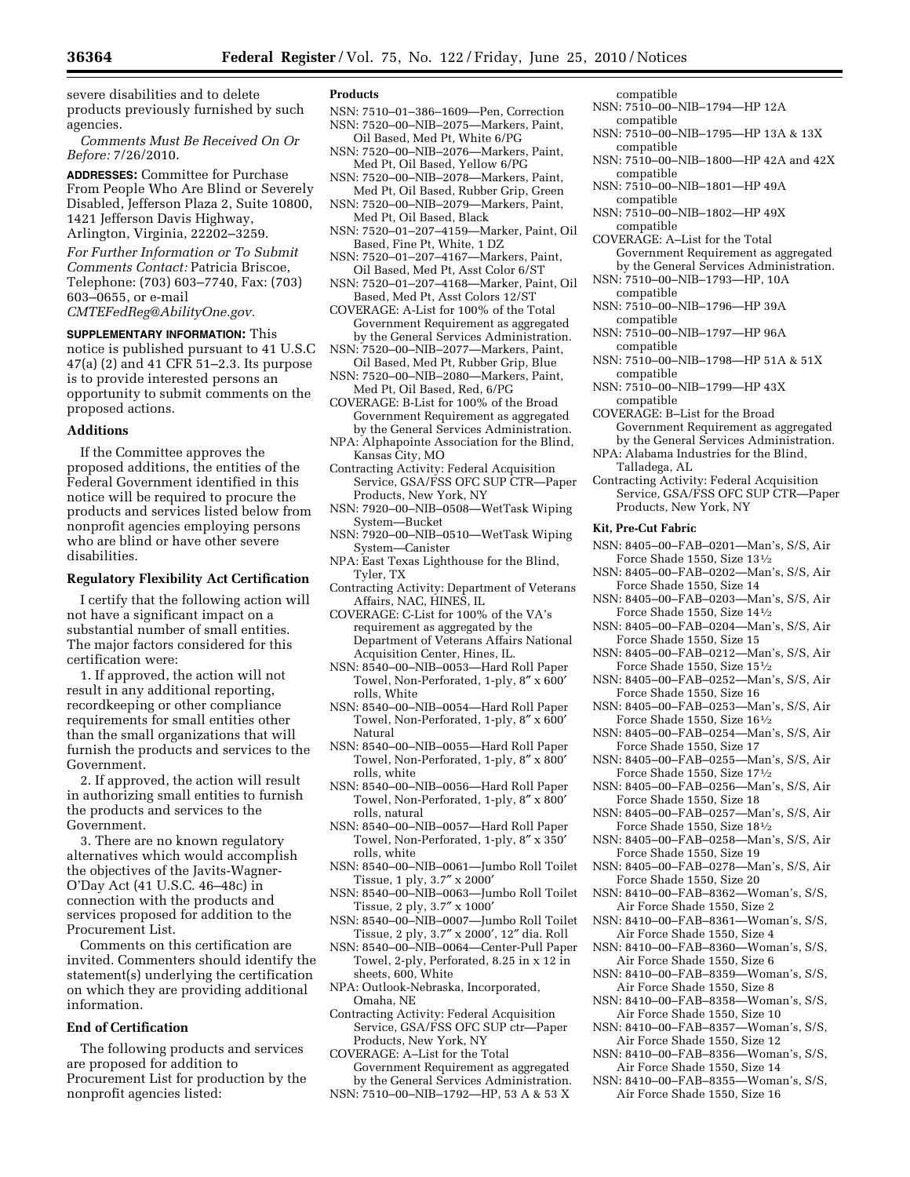severe disabilities and to delete products previously furnished by such agencies.

*Comments Must Be Received On Or Before:* 7/26/2010.

**ADDRESSES:** Committee for Purchase From People Who Are Blind or Severely Disabled, Jefferson Plaza 2, Suite 10800, 1421 Jefferson Davis Highway, Arlington, Virginia, 22202–3259.

*For Further Information or To Submit Comments Contact:* Patricia Briscoe, Telephone: (703) 603–7740, Fax: (703) 603–0655, or e-mail *CMTEFedReg@AbilityOne.gov.*

**SUPPLEMENTARY INFORMATION:** This notice is published pursuant to 41 U.S.C 47(a) (2) and 41 CFR 51–2.3. Its purpose is to provide interested persons an opportunity to submit comments on the proposed actions.

## Additions

If the Committee approves the proposed additions, the entities of the Federal Government identified in this notice will be required to procure the products and services listed below from nonprofit agencies employing persons who are blind or have other severe disabilities.

## Regulatory Flexibility Act Certification

I certify that the following action will not have a significant impact on a substantial number of small entities. The major factors considered for this certification were:

1. If approved, the action will not result in any additional reporting, recordkeeping or other compliance requirements for small entities other than the small organizations that will furnish the products and services to the Government.

2. If approved, the action will result in authorizing small entities to furnish the products and services to the Government.

3. There are no known regulatory alternatives which would accomplish the objectives of the Javits-Wagner-O'Day Act (41 U.S.C. 46–48c) in connection with the products and services proposed for addition to the Procurement List.

Comments on this certification are invited. Commenters should identify the statement(s) underlying the certification on which they are providing additional information.

## End of Certification

The following products and services are proposed for addition to Procurement List for production by the nonprofit agencies listed:

### Products

NSN: 7510–01–386–1609—Pen, Correction
NSN: 7520–00–NIB–2075—Markers, Paint, Oil Based, Med Pt, White 6/PG
NSN: 7520–00–NIB–2076—Markers, Paint, Med Pt, Oil Based, Yellow 6/PG
NSN: 7520–00–NIB–2078—Markers, Paint, Med Pt, Oil Based, Rubber Grip, Green
NSN: 7520–00–NIB–2079—Markers, Paint, Med Pt, Oil Based, Black
NSN: 7520–01–207–4159—Marker, Paint, Oil Based, Fine Pt, White, 1 DZ
NSN: 7520–01–207–4167—Markers, Paint, Oil Based, Med Pt, Asst Color 6/ST
NSN: 7520–01–207–4168—Marker, Paint, Oil Based, Med Pt, Asst Colors 12/ST
COVERAGE: A-List for 100% of the Total Government Requirement as aggregated by the General Services Administration.
NSN: 7520–00–NIB–2077—Markers, Paint, Oil Based, Med Pt, Rubber Grip, Blue
NSN: 7520–00–NIB–2080—Markers, Paint, Med Pt, Oil Based, Red, 6/PG
COVERAGE: B-List for 100% of the Broad Government Requirement as aggregated by the General Services Administration.
NPA: Alphapointe Association for the Blind, Kansas City, MO
Contracting Activity: Federal Acquisition Service, GSA/FSS OFC SUP CTR—Paper Products, New York, NY
NSN: 7920–00–NIB–0508—WetTask Wiping System—Bucket
NSN: 7920–00–NIB–0510—WetTask Wiping System—Canister
NPA: East Texas Lighthouse for the Blind, Tyler, TX
Contracting Activity: Department of Veterans Affairs, NAC, HINES, IL
COVERAGE: C-List for 100% of the VA's requirement as aggregated by the Department of Veterans Affairs National Acquisition Center, Hines, IL.
NSN: 8540–00–NIB–0053—Hard Roll Paper Towel, Non-Perforated, 1-ply, 8″ x 600′ rolls, White
NSN: 8540–00–NIB–0054—Hard Roll Paper Towel, Non-Perforated, 1-ply, 8″ x 600′ Natural
NSN: 8540–00–NIB–0055—Hard Roll Paper Towel, Non-Perforated, 1-ply, 8″ x 800′ rolls, white
NSN: 8540–00–NIB–0056—Hard Roll Paper Towel, Non-Perforated, 1-ply, 8″ x 800′ rolls, natural
NSN: 8540–00–NIB–0057—Hard Roll Paper Towel, Non-Perforated, 1-ply, 8″ x 350′ rolls, white
NSN: 8540–00–NIB–0061—Jumbo Roll Toilet Tissue, 1 ply, 3.7″ x 2000′
NSN: 8540–00–NIB–0063—Jumbo Roll Toilet Tissue, 2 ply, 3.7″ x 1000′
NSN: 8540–00–NIB–0007—Jumbo Roll Toilet Tissue, 2 ply, 3.7″ x 2000′, 12″ dia. Roll
NSN: 8540–00–NIB–0064—Center-Pull Paper Towel, 2-ply, Perforated, 8.25 in x 12 in sheets, 600, White
NPA: Outlook-Nebraska, Incorporated, Omaha, NE
Contracting Activity: Federal Acquisition Service, GSA/FSS OFC SUP ctr—Paper Products, New York, NY
COVERAGE: A–List for the Total Government Requirement as aggregated by the General Services Administration.
NSN: 7510–00–NIB–1792—HP, 53 A & 53 X compatible
NSN: 7510–00–NIB–1794—HP 12A compatible
NSN: 7510–00–NIB–1795—HP 13A & 13X compatible
NSN: 7510–00–NIB–1800—HP 42A and 42X compatible
NSN: 7510–00–NIB–1801—HP 49A compatible
NSN: 7510–00–NIB–1802—HP 49X compatible
COVERAGE: A–List for the Total Government Requirement as aggregated by the General Services Administration.
NSN: 7510–00–NIB–1793—HP, 10A compatible
NSN: 7510–00–NIB–1796—HP 39A compatible
NSN: 7510–00–NIB–1797—HP 96A compatible
NSN: 7510–00–NIB–1798—HP 51A & 51X compatible
NSN: 7510–00–NIB–1799—HP 43X compatible
COVERAGE: B–List for the Broad Government Requirement as aggregated by the General Services Administration.
NPA: Alabama Industries for the Blind, Talladega, AL
Contracting Activity: Federal Acquisition Service, GSA/FSS OFC SUP CTR—Paper Products, New York, NY

### Kit, Pre-Cut Fabric

NSN: 8405–00–FAB–0201—Man's, S/S, Air Force Shade 1550, Size 13½
NSN: 8405–00–FAB–0202—Man's, S/S, Air Force Shade 1550, Size 14
NSN: 8405–00–FAB–0203—Man's, S/S, Air Force Shade 1550, Size 14½
NSN: 8405–00–FAB–0204—Man's, S/S, Air Force Shade 1550, Size 15
NSN: 8405–00–FAB–0212—Man's, S/S, Air Force Shade 1550, Size 15½
NSN: 8405–00–FAB–0252—Man's, S/S, Air Force Shade 1550, Size 16
NSN: 8405–00–FAB–0253—Man's, S/S, Air Force Shade 1550, Size 16½
NSN: 8405–00–FAB–0254—Man's, S/S, Air Force Shade 1550, Size 17
NSN: 8405–00–FAB–0255—Man's, S/S, Air Force Shade 1550, Size 17½
NSN: 8405–00–FAB–0256—Man's, S/S, Air Force Shade 1550, Size 18
NSN: 8405–00–FAB–0257—Man's, S/S, Air Force Shade 1550, Size 18½
NSN: 8405–00–FAB–0258—Man's, S/S, Air Force Shade 1550, Size 19
NSN: 8405–00–FAB–0278—Man's, S/S, Air Force Shade 1550, Size 20
NSN: 8410–00–FAB–8362—Woman's, S/S, Air Force Shade 1550, Size 2
NSN: 8410–00–FAB–8361—Woman's, S/S, Air Force Shade 1550, Size 4
NSN: 8410–00–FAB–8360—Woman's, S/S, Air Force Shade 1550, Size 6
NSN: 8410–00–FAB–8359—Woman's, S/S, Air Force Shade 1550, Size 8
NSN: 8410–00–FAB–8358—Woman's, S/S, Air Force Shade 1550, Size 10
NSN: 8410–00–FAB–8357—Woman's, S/S, Air Force Shade 1550, Size 12
NSN: 8410–00–FAB–8356—Woman's, S/S, Air Force Shade 1550, Size 14
NSN: 8410–00–FAB–8355—Woman's, S/S, Air Force Shade 1550, Size 16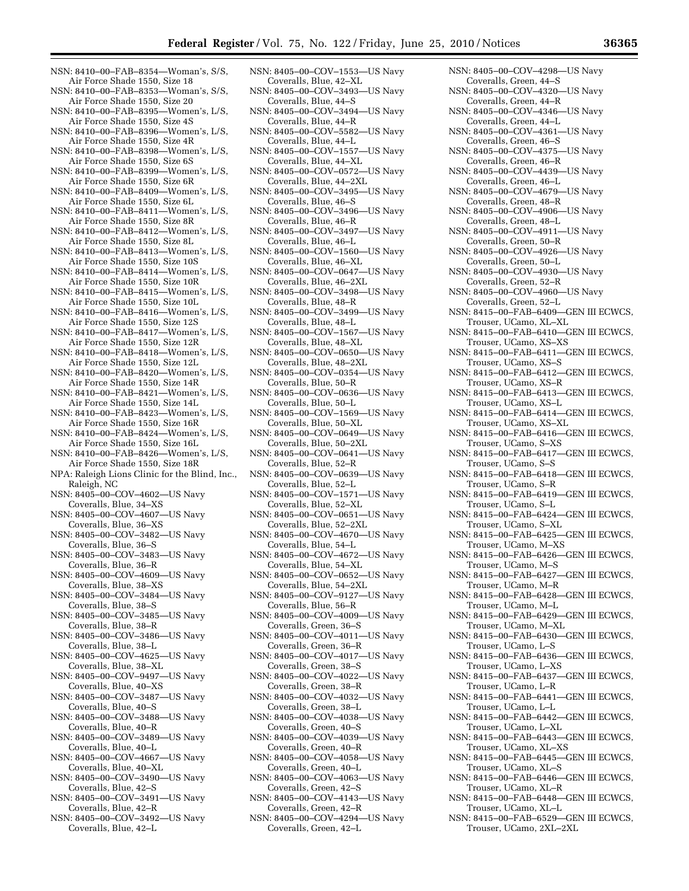NSN: 8410–00–FAB–8354—Woman's, S/S, Air Force Shade 1550, Size 18
NSN: 8410–00–FAB–8353—Woman's, S/S, Air Force Shade 1550, Size 20
NSN: 8410–00–FAB–8395—Women's, L/S, Air Force Shade 1550, Size 4S
NSN: 8410–00–FAB–8396—Women's, L/S, Air Force Shade 1550, Size 4R
NSN: 8410–00–FAB–8398—Women's, L/S, Air Force Shade 1550, Size 6S
NSN: 8410–00–FAB–8399—Women's, L/S, Air Force Shade 1550, Size 6R
NSN: 8410–00–FAB–8409—Women's, L/S, Air Force Shade 1550, Size 6L
NSN: 8410–00–FAB–8411—Women's, L/S, Air Force Shade 1550, Size 8R
NSN: 8410–00–FAB–8412—Women's, L/S, Air Force Shade 1550, Size 8L
NSN: 8410–00–FAB–8413—Women's, L/S, Air Force Shade 1550, Size 10S
NSN: 8410–00–FAB–8414—Women's, L/S, Air Force Shade 1550, Size 10R
NSN: 8410–00–FAB–8415—Women's, L/S, Air Force Shade 1550, Size 10L
NSN: 8410–00–FAB–8416—Women's, L/S, Air Force Shade 1550, Size 12S
NSN: 8410–00–FAB–8417—Women's, L/S, Air Force Shade 1550, Size 12R
NSN: 8410–00–FAB–8418—Women's, L/S, Air Force Shade 1550, Size 12L
NSN: 8410–00–FAB–8420—Women's, L/S, Air Force Shade 1550, Size 14R
NSN: 8410–00–FAB–8421—Women's, L/S, Air Force Shade 1550, Size 14L
NSN: 8410–00–FAB–8423—Women's, L/S, Air Force Shade 1550, Size 16R
NSN: 8410–00–FAB–8424—Women's, L/S, Air Force Shade 1550, Size 16L
NSN: 8410–00–FAB–8426—Women's, L/S, Air Force Shade 1550, Size 18R

NPA: Raleigh Lions Clinic for the Blind, Inc., Raleigh, NC

NSN: 8405–00–COV–4602—US Navy Coveralls, Blue, 34–XS
NSN: 8405–00–COV–4607—US Navy Coveralls, Blue, 36–XS
NSN: 8405–00–COV–3482—US Navy Coveralls, Blue, 36–S
NSN: 8405–00–COV–3483—US Navy Coveralls, Blue, 36–R
NSN: 8405–00–COV–4609—US Navy Coveralls, Blue, 38–XS
NSN: 8405–00–COV–3484—US Navy Coveralls, Blue, 38–S
NSN: 8405–00–COV–3485—US Navy Coveralls, Blue, 38–R
NSN: 8405–00–COV–3486—US Navy Coveralls, Blue, 38–L
NSN: 8405–00–COV–4625—US Navy Coveralls, Blue, 38–XL
NSN: 8405–00–COV–9497—US Navy Coveralls, Blue, 40–XS
NSN: 8405–00–COV–3487—US Navy Coveralls, Blue, 40–S
NSN: 8405–00–COV–3488—US Navy Coveralls, Blue, 40–R
NSN: 8405–00–COV–3489—US Navy Coveralls, Blue, 40–L
NSN: 8405–00–COV–4667—US Navy Coveralls, Blue, 40–XL
NSN: 8405–00–COV–3490—US Navy Coveralls, Blue, 42–S
NSN: 8405–00–COV–3491—US Navy Coveralls, Blue, 42–R
NSN: 8405–00–COV–3492—US Navy Coveralls, Blue, 42–L
NSN: 8405–00–COV–1553—US Navy Coveralls, Blue, 42–XL
NSN: 8405–00–COV–3493—US Navy Coveralls, Blue, 44–S
NSN: 8405–00–COV–3494—US Navy Coveralls, Blue, 44–R
NSN: 8405–00–COV–5582—US Navy Coveralls, Blue, 44–L
NSN: 8405–00–COV–1557—US Navy Coveralls, Blue, 44–XL
NSN: 8405–00–COV–0572—US Navy Coveralls, Blue, 44–2XL
NSN: 8405–00–COV–3495—US Navy Coveralls, Blue, 46–S
NSN: 8405–00–COV–3496—US Navy Coveralls, Blue, 46–R
NSN: 8405–00–COV–3497—US Navy Coveralls, Blue, 46–L
NSN: 8405–00–COV–1560—US Navy Coveralls, Blue, 46–XL
NSN: 8405–00–COV–0647—US Navy Coveralls, Blue, 46–2XL
NSN: 8405–00–COV–3498—US Navy Coveralls, Blue, 48–R
NSN: 8405–00–COV–3499—US Navy Coveralls, Blue, 48–L
NSN: 8405–00–COV–1567—US Navy Coveralls, Blue, 48–XL
NSN: 8405–00–COV–0650—US Navy Coveralls, Blue, 48–2XL
NSN: 8405–00–COV–0354—US Navy Coveralls, Blue, 50–R
NSN: 8405–00–COV–0636—US Navy Coveralls, Blue, 50–L
NSN: 8405–00–COV–1569—US Navy Coveralls, Blue, 50–XL
NSN: 8405–00–COV–0649—US Navy Coveralls, Blue, 50–2XL
NSN: 8405–00–COV–0641—US Navy Coveralls, Blue, 52–R
NSN: 8405–00–COV–0639—US Navy Coveralls, Blue, 52–L
NSN: 8405–00–COV–1571—US Navy Coveralls, Blue, 52–XL
NSN: 8405–00–COV–0651—US Navy Coveralls, Blue, 52–2XL
NSN: 8405–00–COV–4670—US Navy Coveralls, Blue, 54–L
NSN: 8405–00–COV–4672—US Navy Coveralls, Blue, 54–XL
NSN: 8405–00–COV–0652—US Navy Coveralls, Blue, 54–2XL
NSN: 8405–00–COV–9127—US Navy Coveralls, Blue, 56–R
NSN: 8405–00–COV–4009—US Navy Coveralls, Green, 36–S
NSN: 8405–00–COV–4011—US Navy Coveralls, Green, 36–R
NSN: 8405–00–COV–4017—US Navy Coveralls, Green, 38–S
NSN: 8405–00–COV–4022—US Navy Coveralls, Green, 38–R
NSN: 8405–00–COV–4032—US Navy Coveralls, Green, 38–L
NSN: 8405–00–COV–4038—US Navy Coveralls, Green, 40–S
NSN: 8405–00–COV–4039—US Navy Coveralls, Green, 40–R
NSN: 8405–00–COV–4058—US Navy Coveralls, Green, 40–L
NSN: 8405–00–COV–4063—US Navy Coveralls, Green, 42–S
NSN: 8405–00–COV–4143—US Navy Coveralls, Green, 42–R
NSN: 8405–00–COV–4294—US Navy Coveralls, Green, 42–L
NSN: 8405–00–COV–4298—US Navy Coveralls, Green, 44–S
NSN: 8405–00–COV–4320—US Navy Coveralls, Green, 44–R
NSN: 8405–00–COV–4346—US Navy Coveralls, Green, 44–L
NSN: 8405–00–COV–4361—US Navy Coveralls, Green, 46–S
NSN: 8405–00–COV–4375—US Navy Coveralls, Green, 46–R
NSN: 8405–00–COV–4439—US Navy Coveralls, Green, 46–L
NSN: 8405–00–COV–4679—US Navy Coveralls, Green, 48–R
NSN: 8405–00–COV–4906—US Navy Coveralls, Green, 48–L
NSN: 8405–00–COV–4911—US Navy Coveralls, Green, 50–R
NSN: 8405–00–COV–4926—US Navy Coveralls, Green, 50–L
NSN: 8405–00–COV–4930—US Navy Coveralls, Green, 52–R
NSN: 8405–00–COV–4960—US Navy Coveralls, Green, 52–L
NSN: 8415–00–FAB–6409—GEN III ECWCS, Trouser, UCamo, XL–XL
NSN: 8415–00–FAB–6410—GEN III ECWCS, Trouser, UCamo, XS–XS
NSN: 8415–00–FAB–6411—GEN III ECWCS, Trouser, UCamo, XS–S
NSN: 8415–00–FAB–6412—GEN III ECWCS, Trouser, UCamo, XS–R
NSN: 8415–00–FAB–6413—GEN III ECWCS, Trouser, UCamo, XS–L
NSN: 8415–00–FAB–6414—GEN III ECWCS, Trouser, UCamo, XS–XL
NSN: 8415–00–FAB–6416—GEN III ECWCS, Trouser, UCamo, S–XS
NSN: 8415–00–FAB–6417—GEN III ECWCS, Trouser, UCamo, S–S
NSN: 8415–00–FAB–6418—GEN III ECWCS, Trouser, UCamo, S–R
NSN: 8415–00–FAB–6419—GEN III ECWCS, Trouser, UCamo, S–L
NSN: 8415–00–FAB–6424—GEN III ECWCS, Trouser, UCamo, S–XL
NSN: 8415–00–FAB–6425—GEN III ECWCS, Trouser, UCamo, M–XS
NSN: 8415–00–FAB–6426—GEN III ECWCS, Trouser, UCamo, M–S
NSN: 8415–00–FAB–6427—GEN III ECWCS, Trouser, UCamo, M–R
NSN: 8415–00–FAB–6428—GEN III ECWCS, Trouser, UCamo, M–L
NSN: 8415–00–FAB–6429—GEN III ECWCS, Trouser, UCamo, M–XL
NSN: 8415–00–FAB–6430—GEN III ECWCS, Trouser, UCamo, L–S
NSN: 8415–00–FAB–6436—GEN III ECWCS, Trouser, UCamo, L–XS
NSN: 8415–00–FAB–6437—GEN III ECWCS, Trouser, UCamo, L–R
NSN: 8415–00–FAB–6441—GEN III ECWCS, Trouser, UCamo, L–L
NSN: 8415–00–FAB–6442—GEN III ECWCS, Trouser, UCamo, L–XL
NSN: 8415–00–FAB–6443—GEN III ECWCS, Trouser, UCamo, XL–XS
NSN: 8415–00–FAB–6445—GEN III ECWCS, Trouser, UCamo, XL–S
NSN: 8415–00–FAB–6446—GEN III ECWCS, Trouser, UCamo, XL–R
NSN: 8415–00–FAB–6448—GEN III ECWCS, Trouser, UCamo, XL–L
NSN: 8415–00–FAB–6529—GEN III ECWCS, Trouser, UCamo, 2XL–2XL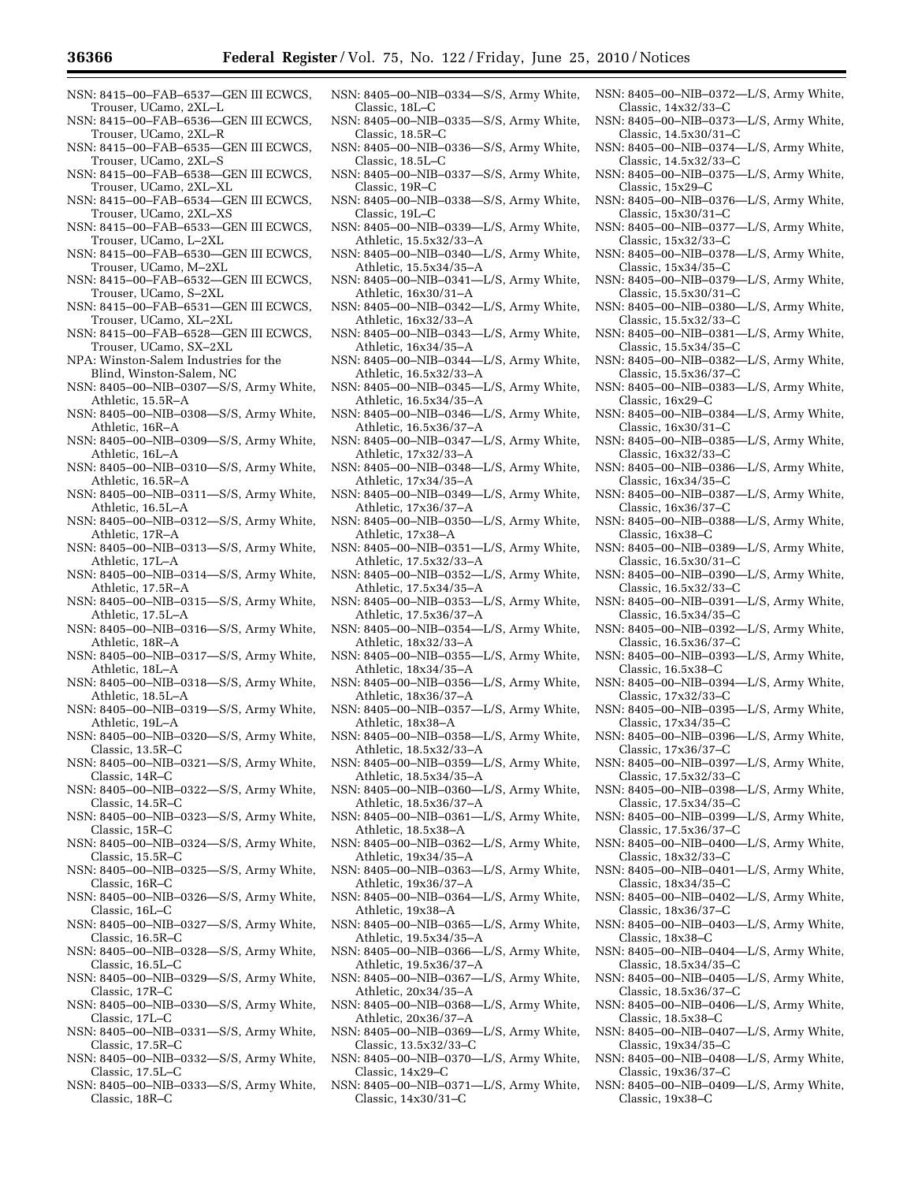NSN: 8415–00–FAB–6537—GEN III ECWCS, Trouser, UCamo, 2XL–L

NSN: 8415–00–FAB–6536—GEN III ECWCS, Trouser, UCamo, 2XL–R

NSN: 8415–00–FAB–6535—GEN III ECWCS, Trouser, UCamo, 2XL–S

NSN: 8415–00–FAB–6538—GEN III ECWCS, Trouser, UCamo, 2XL–XL

NSN: 8415–00–FAB–6534—GEN III ECWCS, Trouser, UCamo, 2XL–XS

NSN: 8415–00–FAB–6533—GEN III ECWCS, Trouser, UCamo, L–2XL

NSN: 8415–00–FAB–6530—GEN III ECWCS, Trouser, UCamo, M–2XL

NSN: 8415–00–FAB–6532—GEN III ECWCS, Trouser, UCamo, S–2XL

NSN: 8415–00–FAB–6531—GEN III ECWCS, Trouser, UCamo, XL–2XL

NSN: 8415–00–FAB–6528—GEN III ECWCS, Trouser, UCamo, SX–2XL

NPA: Winston-Salem Industries for the Blind, Winston-Salem, NC

NSN: 8405–00–NIB–0307—S/S, Army White, Athletic, 15.5R–A

NSN: 8405–00–NIB–0308—S/S, Army White, Athletic, 16R–A

NSN: 8405–00–NIB–0309—S/S, Army White, Athletic, 16L–A

NSN: 8405–00–NIB–0310—S/S, Army White, Athletic, 16.5R–A

NSN: 8405–00–NIB–0311—S/S, Army White, Athletic, 16.5L–A

NSN: 8405–00–NIB–0312—S/S, Army White, Athletic, 17R–A

NSN: 8405–00–NIB–0313—S/S, Army White, Athletic, 17L–A

NSN: 8405–00–NIB–0314—S/S, Army White, Athletic, 17.5R–A

NSN: 8405–00–NIB–0315—S/S, Army White, Athletic, 17.5L–A

NSN: 8405–00–NIB–0316—S/S, Army White, Athletic, 18R–A

NSN: 8405–00–NIB–0317—S/S, Army White, Athletic, 18L–A

NSN: 8405–00–NIB–0318—S/S, Army White, Athletic, 18.5L–A

NSN: 8405–00–NIB–0319—S/S, Army White, Athletic, 19L–A

NSN: 8405–00–NIB–0320—S/S, Army White, Classic, 13.5R–C

NSN: 8405–00–NIB–0321—S/S, Army White, Classic, 14R–C

NSN: 8405–00–NIB–0322—S/S, Army White, Classic, 14.5R–C

NSN: 8405–00–NIB–0323—S/S, Army White, Classic, 15R–C

NSN: 8405–00–NIB–0324—S/S, Army White, Classic, 15.5R–C

NSN: 8405–00–NIB–0325—S/S, Army White, Classic, 16R–C

NSN: 8405–00–NIB–0326—S/S, Army White, Classic, 16L–C

NSN: 8405–00–NIB–0327—S/S, Army White, Classic, 16.5R–C

NSN: 8405–00–NIB–0328—S/S, Army White, Classic, 16.5L–C

NSN: 8405–00–NIB–0329—S/S, Army White, Classic, 17R–C

NSN: 8405–00–NIB–0330—S/S, Army White, Classic, 17L–C

NSN: 8405–00–NIB–0331—S/S, Army White, Classic, 17.5R–C

NSN: 8405–00–NIB–0332—S/S, Army White, Classic, 17.5L–C

NSN: 8405–00–NIB–0333—S/S, Army White, Classic, 18R–C

NSN: 8405–00–NIB–0334—S/S, Army White, Classic, 18L–C

NSN: 8405–00–NIB–0335—S/S, Army White, Classic, 18.5R–C

NSN: 8405–00–NIB–0336—S/S, Army White, Classic, 18.5L–C

NSN: 8405–00–NIB–0337—S/S, Army White, Classic, 19R–C

NSN: 8405–00–NIB–0338—S/S, Army White, Classic, 19L–C

NSN: 8405–00–NIB–0339—L/S, Army White, Athletic, 15.5x32/33–A

NSN: 8405–00–NIB–0340—L/S, Army White, Athletic, 15.5x34/35–A

NSN: 8405–00–NIB–0341—L/S, Army White, Athletic, 16x30/31–A

NSN: 8405–00–NIB–0342—L/S, Army White, Athletic, 16x32/33–A

NSN: 8405–00–NIB–0343—L/S, Army White, Athletic, 16x34/35–A

NSN: 8405–00–NIB–0344—L/S, Army White, Athletic, 16.5x32/33–A

NSN: 8405–00–NIB–0345—L/S, Army White, Athletic, 16.5x34/35–A

NSN: 8405–00–NIB–0346—L/S, Army White, Athletic, 16.5x36/37–A

NSN: 8405–00–NIB–0347—L/S, Army White, Athletic, 17x32/33–A

NSN: 8405–00–NIB–0348—L/S, Army White, Athletic, 17x34/35–A

NSN: 8405–00–NIB–0349—L/S, Army White, Athletic, 17x36/37–A

NSN: 8405–00–NIB–0350—L/S, Army White, Athletic, 17x38–A

NSN: 8405–00–NIB–0351—L/S, Army White, Athletic, 17.5x32/33–A

NSN: 8405–00–NIB–0352—L/S, Army White, Athletic, 17.5x34/35–A

NSN: 8405–00–NIB–0353—L/S, Army White, Athletic, 17.5x36/37–A

NSN: 8405–00–NIB–0354—L/S, Army White, Athletic, 18x32/33–A

NSN: 8405–00–NIB–0355—L/S, Army White, Athletic, 18x34/35–A

NSN: 8405–00–NIB–0356—L/S, Army White, Athletic, 18x36/37–A

NSN: 8405–00–NIB–0357—L/S, Army White, Athletic, 18x38–A

NSN: 8405–00–NIB–0358—L/S, Army White, Athletic, 18.5x32/33–A

NSN: 8405–00–NIB–0359—L/S, Army White, Athletic, 18.5x34/35–A

NSN: 8405–00–NIB–0360—L/S, Army White, Athletic, 18.5x36/37–A

NSN: 8405–00–NIB–0361—L/S, Army White, Athletic, 18.5x38–A

NSN: 8405–00–NIB–0362—L/S, Army White, Athletic, 19x34/35–A

NSN: 8405–00–NIB–0363—L/S, Army White, Athletic, 19x36/37–A

NSN: 8405–00–NIB–0364—L/S, Army White, Athletic, 19x38–A

NSN: 8405–00–NIB–0365—L/S, Army White, Athletic, 19.5x34/35–A

NSN: 8405–00–NIB–0366—L/S, Army White, Athletic, 19.5x36/37–A

NSN: 8405–00–NIB–0367—L/S, Army White, Athletic, 20x34/35–A

NSN: 8405–00–NIB–0368—L/S, Army White, Athletic, 20x36/37–A

NSN: 8405–00–NIB–0369—L/S, Army White, Classic, 13.5x32/33–C

NSN: 8405–00–NIB–0370—L/S, Army White, Classic, 14x29–C

NSN: 8405–00–NIB–0371—L/S, Army White, Classic, 14x30/31–C

NSN: 8405–00–NIB–0372—L/S, Army White, Classic, 14x32/33–C

NSN: 8405–00–NIB–0373—L/S, Army White, Classic, 14.5x30/31–C

NSN: 8405–00–NIB–0374—L/S, Army White, Classic, 14.5x32/33–C

NSN: 8405–00–NIB–0375—L/S, Army White, Classic, 15x29–C

NSN: 8405–00–NIB–0376—L/S, Army White, Classic, 15x30/31–C

NSN: 8405–00–NIB–0377—L/S, Army White, Classic, 15x32/33–C

NSN: 8405–00–NIB–0378—L/S, Army White, Classic, 15x34/35–C

NSN: 8405–00–NIB–0379—L/S, Army White, Classic, 15.5x30/31–C

NSN: 8405–00–NIB–0380—L/S, Army White, Classic, 15.5x32/33–C

NSN: 8405–00–NIB–0381—L/S, Army White, Classic, 15.5x34/35–C

NSN: 8405–00–NIB–0382—L/S, Army White, Classic, 15.5x36/37–C

NSN: 8405–00–NIB–0383—L/S, Army White, Classic, 16x29–C

NSN: 8405–00–NIB–0384—L/S, Army White, Classic, 16x30/31–C

NSN: 8405–00–NIB–0385—L/S, Army White, Classic, 16x32/33–C

NSN: 8405–00–NIB–0386—L/S, Army White, Classic, 16x34/35–C

NSN: 8405–00–NIB–0387—L/S, Army White, Classic, 16x36/37–C

NSN: 8405–00–NIB–0388—L/S, Army White, Classic, 16x38–C

NSN: 8405–00–NIB–0389—L/S, Army White, Classic, 16.5x30/31–C

NSN: 8405–00–NIB–0390—L/S, Army White, Classic, 16.5x32/33–C

NSN: 8405–00–NIB–0391—L/S, Army White, Classic, 16.5x34/35–C

NSN: 8405–00–NIB–0392—L/S, Army White, Classic, 16.5x36/37–C

NSN: 8405–00–NIB–0393—L/S, Army White, Classic, 16.5x38–C

NSN: 8405–00–NIB–0394—L/S, Army White, Classic, 17x32/33–C

NSN: 8405–00–NIB–0395—L/S, Army White, Classic, 17x34/35–C

NSN: 8405–00–NIB–0396—L/S, Army White, Classic, 17x36/37–C

NSN: 8405–00–NIB–0397—L/S, Army White, Classic, 17.5x32/33–C

NSN: 8405–00–NIB–0398—L/S, Army White, Classic, 17.5x34/35–C

NSN: 8405–00–NIB–0399—L/S, Army White, Classic, 17.5x36/37–C

NSN: 8405–00–NIB–0400—L/S, Army White, Classic, 18x32/33–C

NSN: 8405–00–NIB–0401—L/S, Army White, Classic, 18x34/35–C

NSN: 8405–00–NIB–0402—L/S, Army White, Classic, 18x36/37–C

NSN: 8405–00–NIB–0403—L/S, Army White, Classic, 18x38–C

NSN: 8405–00–NIB–0404—L/S, Army White, Classic, 18.5x34/35–C

NSN: 8405–00–NIB–0405—L/S, Army White, Classic, 18.5x36/37–C

NSN: 8405–00–NIB–0406—L/S, Army White, Classic, 18.5x38–C

NSN: 8405–00–NIB–0407—L/S, Army White, Classic, 19x34/35–C

NSN: 8405–00–NIB–0408—L/S, Army White, Classic, 19x36/37–C

NSN: 8405–00–NIB–0409—L/S, Army White, Classic, 19x38–C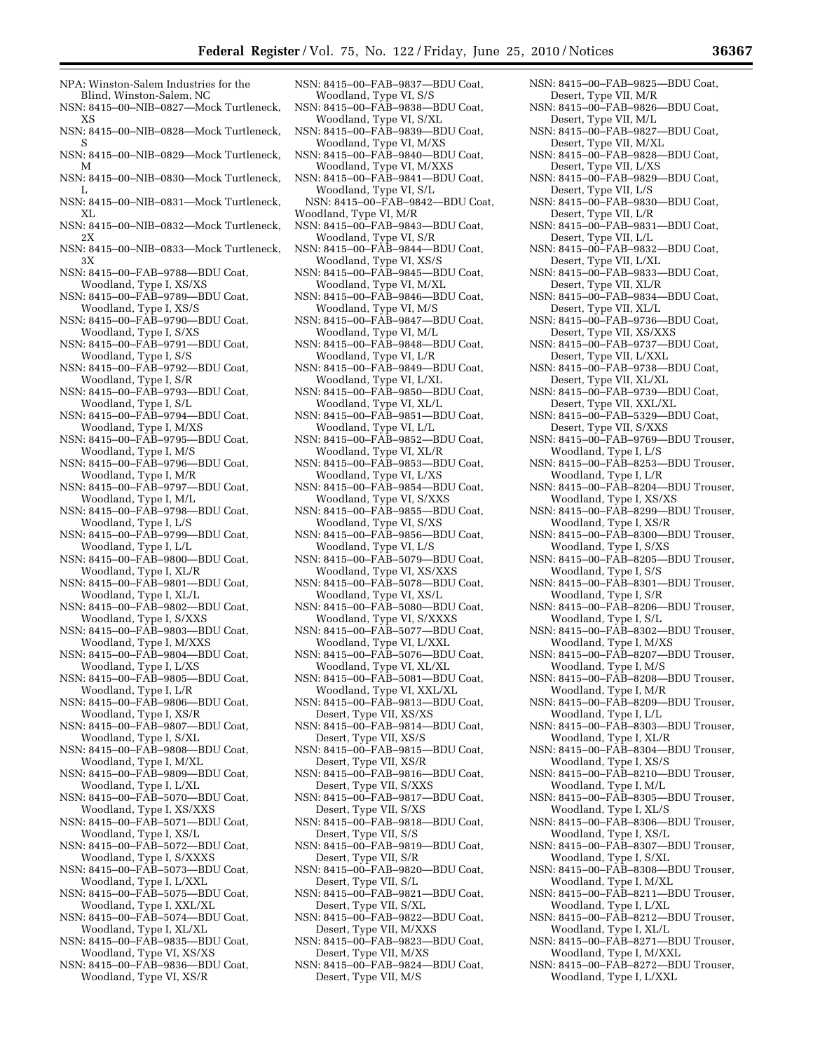NPA: Winston-Salem Industries for the Blind, Winston-Salem, NC

NSN: 8415–00–NIB–0827—Mock Turtleneck, XS
NSN: 8415–00–NIB–0828—Mock Turtleneck, S
NSN: 8415–00–NIB–0829—Mock Turtleneck, M
NSN: 8415–00–NIB–0830—Mock Turtleneck, L
NSN: 8415–00–NIB–0831—Mock Turtleneck, XL
NSN: 8415–00–NIB–0832—Mock Turtleneck, 2X
NSN: 8415–00–NIB–0833—Mock Turtleneck, 3X
NSN: 8415–00–FAB–9788—BDU Coat, Woodland, Type I, XS/XS
NSN: 8415–00–FAB–9789—BDU Coat, Woodland, Type I, XS/S
NSN: 8415–00–FAB–9790—BDU Coat, Woodland, Type I, S/XS
NSN: 8415–00–FAB–9791—BDU Coat, Woodland, Type I, S/S
NSN: 8415–00–FAB–9792—BDU Coat, Woodland, Type I, S/R
NSN: 8415–00–FAB–9793—BDU Coat, Woodland, Type I, S/L
NSN: 8415–00–FAB–9794—BDU Coat, Woodland, Type I, M/XS
NSN: 8415–00–FAB–9795—BDU Coat, Woodland, Type I, M/S
NSN: 8415–00–FAB–9796—BDU Coat, Woodland, Type I, M/R
NSN: 8415–00–FAB–9797—BDU Coat, Woodland, Type I, M/L
NSN: 8415–00–FAB–9798—BDU Coat, Woodland, Type I, L/S
NSN: 8415–00–FAB–9799—BDU Coat, Woodland, Type I, L/L
NSN: 8415–00–FAB–9800—BDU Coat, Woodland, Type I, XL/R
NSN: 8415–00–FAB–9801—BDU Coat, Woodland, Type I, XL/L
NSN: 8415–00–FAB–9802—BDU Coat, Woodland, Type I, S/XXS
NSN: 8415–00–FAB–9803—BDU Coat, Woodland, Type I, M/XXS
NSN: 8415–00–FAB–9804—BDU Coat, Woodland, Type I, L/XS
NSN: 8415–00–FAB–9805—BDU Coat, Woodland, Type I, L/R
NSN: 8415–00–FAB–9806—BDU Coat, Woodland, Type I, XS/R
NSN: 8415–00–FAB–9807—BDU Coat, Woodland, Type I, S/XL
NSN: 8415–00–FAB–9808—BDU Coat, Woodland, Type I, M/XL
NSN: 8415–00–FAB–9809—BDU Coat, Woodland, Type I, L/XL
NSN: 8415–00–FAB–5070—BDU Coat, Woodland, Type I, XS/XXS
NSN: 8415–00–FAB–5071—BDU Coat, Woodland, Type I, XS/L
NSN: 8415–00–FAB–5072—BDU Coat, Woodland, Type I, S/XXXS
NSN: 8415–00–FAB–5073—BDU Coat, Woodland, Type I, L/XXL
NSN: 8415–00–FAB–5075—BDU Coat, Woodland, Type I, XXL/XL
NSN: 8415–00–FAB–5074—BDU Coat, Woodland, Type I, XL/XL
NSN: 8415–00–FAB–9835—BDU Coat, Woodland, Type VI, XS/XS
NSN: 8415–00–FAB–9836—BDU Coat, Woodland, Type VI, XS/R
NSN: 8415–00–FAB–9837—BDU Coat, Woodland, Type VI, S/S
NSN: 8415–00–FAB–9838—BDU Coat, Woodland, Type VI, S/XL
NSN: 8415–00–FAB–9839—BDU Coat, Woodland, Type VI, M/XS
NSN: 8415–00–FAB–9840—BDU Coat, Woodland, Type VI, M/XXS
NSN: 8415–00–FAB–9841—BDU Coat, Woodland, Type VI, S/L
NSN: 8415–00–FAB–9842—BDU Coat, Woodland, Type VI, M/R
NSN: 8415–00–FAB–9843—BDU Coat, Woodland, Type VI, S/R
NSN: 8415–00–FAB–9844—BDU Coat, Woodland, Type VI, XS/S
NSN: 8415–00–FAB–9845—BDU Coat, Woodland, Type VI, M/XL
NSN: 8415–00–FAB–9846—BDU Coat, Woodland, Type VI, M/S
NSN: 8415–00–FAB–9847—BDU Coat, Woodland, Type VI, M/L
NSN: 8415–00–FAB–9848—BDU Coat, Woodland, Type VI, L/R
NSN: 8415–00–FAB–9849—BDU Coat, Woodland, Type VI, L/XL
NSN: 8415–00–FAB–9850—BDU Coat, Woodland, Type VI, XL/L
NSN: 8415–00–FAB–9851—BDU Coat, Woodland, Type VI, L/L
NSN: 8415–00–FAB–9852—BDU Coat, Woodland, Type VI, XL/R
NSN: 8415–00–FAB–9853—BDU Coat, Woodland, Type VI, L/XS
NSN: 8415–00–FAB–9854—BDU Coat, Woodland, Type VI, S/XXS
NSN: 8415–00–FAB–9855—BDU Coat, Woodland, Type VI, S/XS
NSN: 8415–00–FAB–9856—BDU Coat, Woodland, Type VI, L/S
NSN: 8415–00–FAB–5079—BDU Coat, Woodland, Type VI, XS/XXS
NSN: 8415–00–FAB–5078—BDU Coat, Woodland, Type VI, XS/L
NSN: 8415–00–FAB–5080—BDU Coat, Woodland, Type VI, S/XXXS
NSN: 8415–00–FAB–5077—BDU Coat, Woodland, Type VI, L/XXL
NSN: 8415–00–FAB–5076—BDU Coat, Woodland, Type VI, XL/XL
NSN: 8415–00–FAB–5081—BDU Coat, Woodland, Type VI, XXL/XL
NSN: 8415–00–FAB–9813—BDU Coat, Desert, Type VII, XS/XS
NSN: 8415–00–FAB–9814—BDU Coat, Desert, Type VII, XS/S
NSN: 8415–00–FAB–9815—BDU Coat, Desert, Type VII, XS/R
NSN: 8415–00–FAB–9816—BDU Coat, Desert, Type VII, S/XXS
NSN: 8415–00–FAB–9817—BDU Coat, Desert, Type VII, S/XS
NSN: 8415–00–FAB–9818—BDU Coat, Desert, Type VII, S/S
NSN: 8415–00–FAB–9819—BDU Coat, Desert, Type VII, S/R
NSN: 8415–00–FAB–9820—BDU Coat, Desert, Type VII, S/L
NSN: 8415–00–FAB–9821—BDU Coat, Desert, Type VII, S/XL
NSN: 8415–00–FAB–9822—BDU Coat, Desert, Type VII, M/XXS
NSN: 8415–00–FAB–9823—BDU Coat, Desert, Type VII, M/XS
NSN: 8415–00–FAB–9824—BDU Coat, Desert, Type VII, M/S
NSN: 8415–00–FAB–9825—BDU Coat, Desert, Type VII, M/R
NSN: 8415–00–FAB–9826—BDU Coat, Desert, Type VII, M/L
NSN: 8415–00–FAB–9827—BDU Coat, Desert, Type VII, M/XL
NSN: 8415–00–FAB–9828—BDU Coat, Desert, Type VII, L/XS
NSN: 8415–00–FAB–9829—BDU Coat, Desert, Type VII, L/S
NSN: 8415–00–FAB–9830—BDU Coat, Desert, Type VII, L/R
NSN: 8415–00–FAB–9831—BDU Coat, Desert, Type VII, L/L
NSN: 8415–00–FAB–9832—BDU Coat, Desert, Type VII, L/XL
NSN: 8415–00–FAB–9833—BDU Coat, Desert, Type VII, XL/R
NSN: 8415–00–FAB–9834—BDU Coat, Desert, Type VII, XL/L
NSN: 8415–00–FAB–9736—BDU Coat, Desert, Type VII, XS/XXS
NSN: 8415–00–FAB–9737—BDU Coat, Desert, Type VII, L/XXL
NSN: 8415–00–FAB–9738—BDU Coat, Desert, Type VII, XL/XL
NSN: 8415–00–FAB–9739—BDU Coat, Desert, Type VII, XXL/XL
NSN: 8415–00–FAB–5329—BDU Coat, Desert, Type VII, S/XXS
NSN: 8415–00–FAB–9769—BDU Trouser, Woodland, Type I, L/S
NSN: 8415–00–FAB–8253—BDU Trouser, Woodland, Type I, L/R
NSN: 8415–00–FAB–8204—BDU Trouser, Woodland, Type I, XS/XS
NSN: 8415–00–FAB–8299—BDU Trouser, Woodland, Type I, XS/R
NSN: 8415–00–FAB–8300—BDU Trouser, Woodland, Type I, S/XS
NSN: 8415–00–FAB–8205—BDU Trouser, Woodland, Type I, S/S
NSN: 8415–00–FAB–8301—BDU Trouser, Woodland, Type I, S/R
NSN: 8415–00–FAB–8206—BDU Trouser, Woodland, Type I, S/L
NSN: 8415–00–FAB–8302—BDU Trouser, Woodland, Type I, M/XS
NSN: 8415–00–FAB–8207—BDU Trouser, Woodland, Type I, M/S
NSN: 8415–00–FAB–8208—BDU Trouser, Woodland, Type I, M/R
NSN: 8415–00–FAB–8209—BDU Trouser, Woodland, Type I, L/L
NSN: 8415–00–FAB–8303—BDU Trouser, Woodland, Type I, XL/R
NSN: 8415–00–FAB–8304—BDU Trouser, Woodland, Type I, XS/S
NSN: 8415–00–FAB–8210—BDU Trouser, Woodland, Type I, M/L
NSN: 8415–00–FAB–8305—BDU Trouser, Woodland, Type I, XL/S
NSN: 8415–00–FAB–8306—BDU Trouser, Woodland, Type I, XS/L
NSN: 8415–00–FAB–8307—BDU Trouser, Woodland, Type I, S/XL
NSN: 8415–00–FAB–8308—BDU Trouser, Woodland, Type I, M/XL
NSN: 8415–00–FAB–8211—BDU Trouser, Woodland, Type I, L/XL
NSN: 8415–00–FAB–8212—BDU Trouser, Woodland, Type I, XL/L
NSN: 8415–00–FAB–8271—BDU Trouser, Woodland, Type I, M/XXL
NSN: 8415–00–FAB–8272—BDU Trouser, Woodland, Type I, L/XXL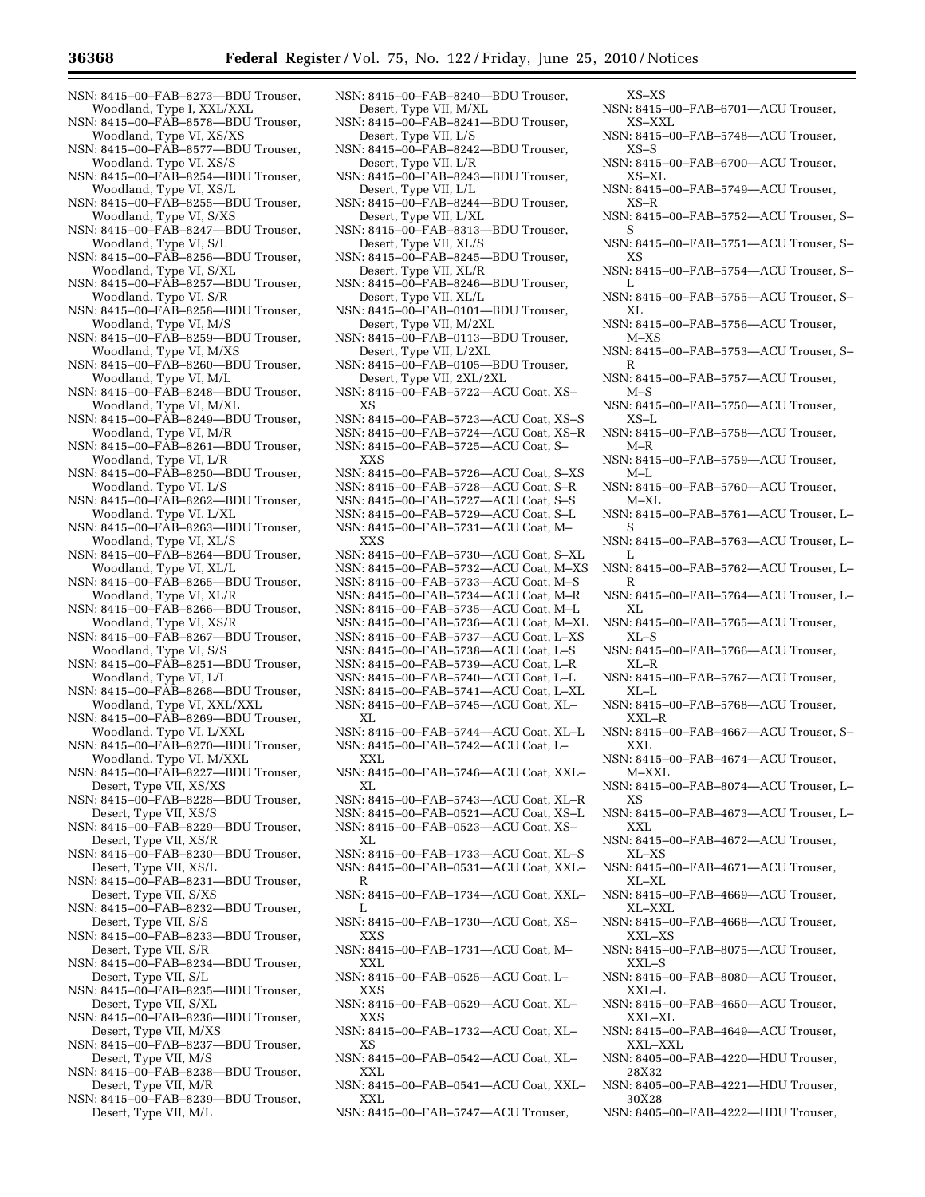NSN: 8415–00–FAB–8273—BDU Trouser, Woodland, Type I, XXL/XXL
NSN: 8415–00–FAB–8578—BDU Trouser, Woodland, Type VI, XS/XS
NSN: 8415–00–FAB–8577—BDU Trouser, Woodland, Type VI, XS/S
NSN: 8415–00–FAB–8254—BDU Trouser, Woodland, Type VI, XS/L
NSN: 8415–00–FAB–8255—BDU Trouser, Woodland, Type VI, S/XS
NSN: 8415–00–FAB–8247—BDU Trouser, Woodland, Type VI, S/L
NSN: 8415–00–FAB–8256—BDU Trouser, Woodland, Type VI, S/XL
NSN: 8415–00–FAB–8257—BDU Trouser, Woodland, Type VI, S/R
NSN: 8415–00–FAB–8258—BDU Trouser, Woodland, Type VI, M/S
NSN: 8415–00–FAB–8259—BDU Trouser, Woodland, Type VI, M/XS
NSN: 8415–00–FAB–8260—BDU Trouser, Woodland, Type VI, M/L
NSN: 8415–00–FAB–8248—BDU Trouser, Woodland, Type VI, M/XL
NSN: 8415–00–FAB–8249—BDU Trouser, Woodland, Type VI, M/R
NSN: 8415–00–FAB–8261—BDU Trouser, Woodland, Type VI, L/R
NSN: 8415–00–FAB–8250—BDU Trouser, Woodland, Type VI, L/S
NSN: 8415–00–FAB–8262—BDU Trouser, Woodland, Type VI, L/XL
NSN: 8415–00–FAB–8263—BDU Trouser, Woodland, Type VI, XL/S
NSN: 8415–00–FAB–8264—BDU Trouser, Woodland, Type VI, XL/L
NSN: 8415–00–FAB–8265—BDU Trouser, Woodland, Type VI, XL/R
NSN: 8415–00–FAB–8266—BDU Trouser, Woodland, Type VI, XS/R
NSN: 8415–00–FAB–8267—BDU Trouser, Woodland, Type VI, S/S
NSN: 8415–00–FAB–8251—BDU Trouser, Woodland, Type VI, L/L
NSN: 8415–00–FAB–8268—BDU Trouser, Woodland, Type VI, XXL/XXL
NSN: 8415–00–FAB–8269—BDU Trouser, Woodland, Type VI, L/XXL
NSN: 8415–00–FAB–8270—BDU Trouser, Woodland, Type VI, M/XXL
NSN: 8415–00–FAB–8227—BDU Trouser, Desert, Type VII, XS/XS
NSN: 8415–00–FAB–8228—BDU Trouser, Desert, Type VII, XS/S
NSN: 8415–00–FAB–8229—BDU Trouser, Desert, Type VII, XS/R
NSN: 8415–00–FAB–8230—BDU Trouser, Desert, Type VII, XS/L
NSN: 8415–00–FAB–8231—BDU Trouser, Desert, Type VII, S/XS
NSN: 8415–00–FAB–8232—BDU Trouser, Desert, Type VII, S/S
NSN: 8415–00–FAB–8233—BDU Trouser, Desert, Type VII, S/R
NSN: 8415–00–FAB–8234—BDU Trouser, Desert, Type VII, S/L
NSN: 8415–00–FAB–8235—BDU Trouser, Desert, Type VII, S/XL
NSN: 8415–00–FAB–8236—BDU Trouser, Desert, Type VII, M/XS
NSN: 8415–00–FAB–8237—BDU Trouser, Desert, Type VII, M/S
NSN: 8415–00–FAB–8238—BDU Trouser, Desert, Type VII, M/R
NSN: 8415–00–FAB–8239—BDU Trouser, Desert, Type VII, M/L
NSN: 8415–00–FAB–8240—BDU Trouser, Desert, Type VII, M/XL
NSN: 8415–00–FAB–8241—BDU Trouser, Desert, Type VII, L/S
NSN: 8415–00–FAB–8242—BDU Trouser, Desert, Type VII, L/R
NSN: 8415–00–FAB–8243—BDU Trouser, Desert, Type VII, L/L
NSN: 8415–00–FAB–8244—BDU Trouser, Desert, Type VII, L/XL
NSN: 8415–00–FAB–8313—BDU Trouser, Desert, Type VII, XL/S
NSN: 8415–00–FAB–8245—BDU Trouser, Desert, Type VII, XL/R
NSN: 8415–00–FAB–8246—BDU Trouser, Desert, Type VII, XL/L
NSN: 8415–00–FAB–0101—BDU Trouser, Desert, Type VII, M/2XL
NSN: 8415–00–FAB–0113—BDU Trouser, Desert, Type VII, L/2XL
NSN: 8415–00–FAB–0105—BDU Trouser, Desert, Type VII, 2XL/2XL
NSN: 8415–00–FAB–5722—ACU Coat, XS–XS
NSN: 8415–00–FAB–5723—ACU Coat, XS–S
NSN: 8415–00–FAB–5724—ACU Coat, XS–R
NSN: 8415–00–FAB–5725—ACU Coat, S–XXS
NSN: 8415–00–FAB–5726—ACU Coat, S–XS
NSN: 8415–00–FAB–5728—ACU Coat, S–R
NSN: 8415–00–FAB–5727—ACU Coat, S–S
NSN: 8415–00–FAB–5729—ACU Coat, S–L
NSN: 8415–00–FAB–5731—ACU Coat, M–XXS
NSN: 8415–00–FAB–5730—ACU Coat, S–XL
NSN: 8415–00–FAB–5732—ACU Coat, M–XS
NSN: 8415–00–FAB–5733—ACU Coat, M–S
NSN: 8415–00–FAB–5734—ACU Coat, M–R
NSN: 8415–00–FAB–5735—ACU Coat, M–L
NSN: 8415–00–FAB–5736—ACU Coat, M–XL
NSN: 8415–00–FAB–5737—ACU Coat, L–XS
NSN: 8415–00–FAB–5738—ACU Coat, L–S
NSN: 8415–00–FAB–5739—ACU Coat, L–R
NSN: 8415–00–FAB–5740—ACU Coat, L–L
NSN: 8415–00–FAB–5741—ACU Coat, L–XL
NSN: 8415–00–FAB–5745—ACU Coat, XL–XL
NSN: 8415–00–FAB–5744—ACU Coat, XL–L
NSN: 8415–00–FAB–5742—ACU Coat, L–XXL
NSN: 8415–00–FAB–5746—ACU Coat, XXL–XL
NSN: 8415–00–FAB–5743—ACU Coat, XL–R
NSN: 8415–00–FAB–0521—ACU Coat, XS–L
NSN: 8415–00–FAB–0523—ACU Coat, XS–XL
NSN: 8415–00–FAB–1733—ACU Coat, XL–S
NSN: 8415–00–FAB–0531—ACU Coat, XXL–R
NSN: 8415–00–FAB–1734—ACU Coat, XXL–L
NSN: 8415–00–FAB–1730—ACU Coat, XS–XXS
NSN: 8415–00–FAB–1731—ACU Coat, M–XXL
NSN: 8415–00–FAB–0525—ACU Coat, L–XXS
NSN: 8415–00–FAB–0529—ACU Coat, XL–XXS
NSN: 8415–00–FAB–1732—ACU Coat, XL–XS
NSN: 8415–00–FAB–0542—ACU Coat, XL–XXL
NSN: 8415–00–FAB–0541—ACU Coat, XXL–XXL
NSN: 8415–00–FAB–5747—ACU Trouser, XS–XS
NSN: 8415–00–FAB–6701—ACU Trouser, XS–XXL
NSN: 8415–00–FAB–5748—ACU Trouser, XS–S
NSN: 8415–00–FAB–6700—ACU Trouser, XS–XL
NSN: 8415–00–FAB–5749—ACU Trouser, XS–R
NSN: 8415–00–FAB–5752—ACU Trouser, S–S
NSN: 8415–00–FAB–5751—ACU Trouser, S–XS
NSN: 8415–00–FAB–5754—ACU Trouser, S–L
NSN: 8415–00–FAB–5755—ACU Trouser, S–XL
NSN: 8415–00–FAB–5756—ACU Trouser, M–XS
NSN: 8415–00–FAB–5753—ACU Trouser, S–R
NSN: 8415–00–FAB–5757—ACU Trouser, M–S
NSN: 8415–00–FAB–5750—ACU Trouser, XS–L
NSN: 8415–00–FAB–5758—ACU Trouser, M–R
NSN: 8415–00–FAB–5759—ACU Trouser, M–L
NSN: 8415–00–FAB–5760—ACU Trouser, M–XL
NSN: 8415–00–FAB–5761—ACU Trouser, L–S
NSN: 8415–00–FAB–5763—ACU Trouser, L–L
NSN: 8415–00–FAB–5762—ACU Trouser, L–R
NSN: 8415–00–FAB–5764—ACU Trouser, L–XL
NSN: 8415–00–FAB–5765—ACU Trouser, XL–S
NSN: 8415–00–FAB–5766—ACU Trouser, XL–R
NSN: 8415–00–FAB–5767—ACU Trouser, XL–L
NSN: 8415–00–FAB–5768—ACU Trouser, XXL–R
NSN: 8415–00–FAB–4667—ACU Trouser, S–XXL
NSN: 8415–00–FAB–4674—ACU Trouser, M–XXL
NSN: 8415–00–FAB–8074—ACU Trouser, L–XS
NSN: 8415–00–FAB–4673—ACU Trouser, L–XXL
NSN: 8415–00–FAB–4672—ACU Trouser, XL–XS
NSN: 8415–00–FAB–4671—ACU Trouser, XL–XL
NSN: 8415–00–FAB–4669—ACU Trouser, XL–XXL
NSN: 8415–00–FAB–4668—ACU Trouser, XXL–XS
NSN: 8415–00–FAB–8075—ACU Trouser, XXL–S
NSN: 8415–00–FAB–8080—ACU Trouser, XXL–L
NSN: 8415–00–FAB–4650—ACU Trouser, XXL–XL
NSN: 8415–00–FAB–4649—ACU Trouser, XXL–XXL
NSN: 8405–00–FAB–4220—HDU Trouser, 28X32
NSN: 8405–00–FAB–4221—HDU Trouser, 30X28
NSN: 8405–00–FAB–4222—HDU Trouser,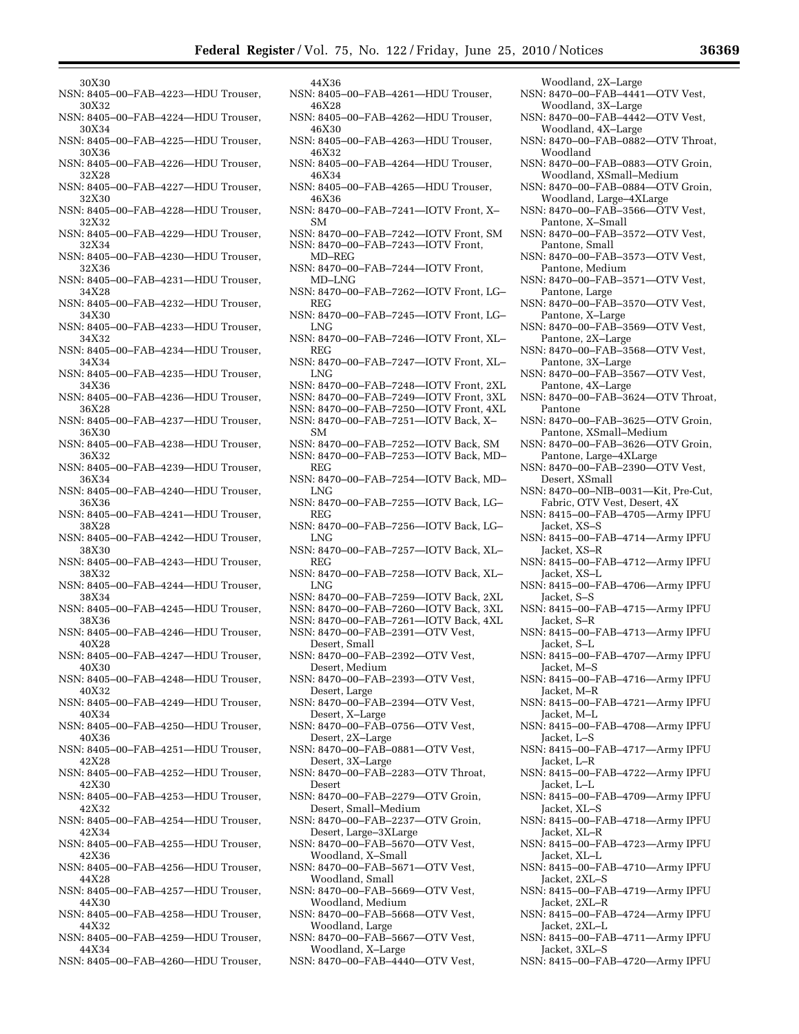30X30
NSN: 8405–00–FAB–4223—HDU Trouser, 30X32
NSN: 8405–00–FAB–4224—HDU Trouser, 30X34
NSN: 8405–00–FAB–4225—HDU Trouser, 30X36
NSN: 8405–00–FAB–4226—HDU Trouser, 32X28
NSN: 8405–00–FAB–4227—HDU Trouser, 32X30
NSN: 8405–00–FAB–4228—HDU Trouser, 32X32
NSN: 8405–00–FAB–4229—HDU Trouser, 32X34
NSN: 8405–00–FAB–4230—HDU Trouser, 32X36
NSN: 8405–00–FAB–4231—HDU Trouser, 34X28
NSN: 8405–00–FAB–4232—HDU Trouser, 34X30
NSN: 8405–00–FAB–4233—HDU Trouser, 34X32
NSN: 8405–00–FAB–4234—HDU Trouser, 34X34
NSN: 8405–00–FAB–4235—HDU Trouser, 34X36
NSN: 8405–00–FAB–4236—HDU Trouser, 36X28
NSN: 8405–00–FAB–4237—HDU Trouser, 36X30
NSN: 8405–00–FAB–4238—HDU Trouser, 36X32
NSN: 8405–00–FAB–4239—HDU Trouser, 36X34
NSN: 8405–00–FAB–4240—HDU Trouser, 36X36
NSN: 8405–00–FAB–4241—HDU Trouser, 38X28
NSN: 8405–00–FAB–4242—HDU Trouser, 38X30
NSN: 8405–00–FAB–4243—HDU Trouser, 38X32
NSN: 8405–00–FAB–4244—HDU Trouser, 38X34
NSN: 8405–00–FAB–4245—HDU Trouser, 38X36
NSN: 8405–00–FAB–4246—HDU Trouser, 40X28
NSN: 8405–00–FAB–4247—HDU Trouser, 40X30
NSN: 8405–00–FAB–4248—HDU Trouser, 40X32
NSN: 8405–00–FAB–4249—HDU Trouser, 40X34
NSN: 8405–00–FAB–4250—HDU Trouser, 40X36
NSN: 8405–00–FAB–4251—HDU Trouser, 42X28
NSN: 8405–00–FAB–4252—HDU Trouser, 42X30
NSN: 8405–00–FAB–4253—HDU Trouser, 42X32
NSN: 8405–00–FAB–4254—HDU Trouser, 42X34
NSN: 8405–00–FAB–4255—HDU Trouser, 42X36
NSN: 8405–00–FAB–4256—HDU Trouser, 44X28
NSN: 8405–00–FAB–4257—HDU Trouser, 44X30
NSN: 8405–00–FAB–4258—HDU Trouser, 44X32
NSN: 8405–00–FAB–4259—HDU Trouser, 44X34
NSN: 8405–00–FAB–4260—HDU Trouser, 44X36
NSN: 8405–00–FAB–4261—HDU Trouser, 46X28
NSN: 8405–00–FAB–4262—HDU Trouser, 46X30
NSN: 8405–00–FAB–4263—HDU Trouser, 46X32
NSN: 8405–00–FAB–4264—HDU Trouser, 46X34
NSN: 8405–00–FAB–4265—HDU Trouser, 46X36
NSN: 8470–00–FAB–7241—IOTV Front, X–SM
NSN: 8470–00–FAB–7242—IOTV Front, SM
NSN: 8470–00–FAB–7243—IOTV Front, MD–REG
NSN: 8470–00–FAB–7244—IOTV Front, MD–LNG
NSN: 8470–00–FAB–7262—IOTV Front, LG–REG
NSN: 8470–00–FAB–7245—IOTV Front, LG–LNG
NSN: 8470–00–FAB–7246—IOTV Front, XL–REG
NSN: 8470–00–FAB–7247—IOTV Front, XL–LNG
NSN: 8470–00–FAB–7248—IOTV Front, 2XL
NSN: 8470–00–FAB–7249—IOTV Front, 3XL
NSN: 8470–00–FAB–7250—IOTV Front, 4XL
NSN: 8470–00–FAB–7251—IOTV Back, X–SM
NSN: 8470–00–FAB–7252—IOTV Back, SM
NSN: 8470–00–FAB–7253—IOTV Back, MD–REG
NSN: 8470–00–FAB–7254—IOTV Back, MD–LNG
NSN: 8470–00–FAB–7255—IOTV Back, LG–REG
NSN: 8470–00–FAB–7256—IOTV Back, LG–LNG
NSN: 8470–00–FAB–7257—IOTV Back, XL–REG
NSN: 8470–00–FAB–7258—IOTV Back, XL–LNG
NSN: 8470–00–FAB–7259—IOTV Back, 2XL
NSN: 8470–00–FAB–7260—IOTV Back, 3XL
NSN: 8470–00–FAB–7261—IOTV Back, 4XL
NSN: 8470–00–FAB–2391—OTV Vest, Desert, Small
NSN: 8470–00–FAB–2392—OTV Vest, Desert, Medium
NSN: 8470–00–FAB–2393—OTV Vest, Desert, Large
NSN: 8470–00–FAB–2394—OTV Vest, Desert, X–Large
NSN: 8470–00–FAB–0756—OTV Vest, Desert, 2X–Large
NSN: 8470–00–FAB–0881—OTV Vest, Desert, 3X–Large
NSN: 8470–00–FAB–2283—OTV Throat, Desert
NSN: 8470–00–FAB–2279—OTV Groin, Desert, Small–Medium
NSN: 8470–00–FAB–2237—OTV Groin, Desert, Large–3XLarge
NSN: 8470–00–FAB–5670—OTV Vest, Woodland, X–Small
NSN: 8470–00–FAB–5671—OTV Vest, Woodland, Small
NSN: 8470–00–FAB–5669—OTV Vest, Woodland, Medium
NSN: 8470–00–FAB–5668—OTV Vest, Woodland, Large
NSN: 8470–00–FAB–5667—OTV Vest, Woodland, X–Large
NSN: 8470–00–FAB–4440—OTV Vest, Woodland, 2X–Large
NSN: 8470–00–FAB–4441—OTV Vest, Woodland, 3X–Large
NSN: 8470–00–FAB–4442—OTV Vest, Woodland, 4X–Large
NSN: 8470–00–FAB–0882—OTV Throat, Woodland
NSN: 8470–00–FAB–0883—OTV Groin, Woodland, XSmall–Medium
NSN: 8470–00–FAB–0884—OTV Groin, Woodland, Large–4XLarge
NSN: 8470–00–FAB–3566—OTV Vest, Pantone, X–Small
NSN: 8470–00–FAB–3572—OTV Vest, Pantone, Small
NSN: 8470–00–FAB–3573—OTV Vest, Pantone, Medium
NSN: 8470–00–FAB–3571—OTV Vest, Pantone, Large
NSN: 8470–00–FAB–3570—OTV Vest, Pantone, X–Large
NSN: 8470–00–FAB–3569—OTV Vest, Pantone, 2X–Large
NSN: 8470–00–FAB–3568—OTV Vest, Pantone, 3X–Large
NSN: 8470–00–FAB–3567—OTV Vest, Pantone, 4X–Large
NSN: 8470–00–FAB–3624—OTV Throat, Pantone
NSN: 8470–00–FAB–3625—OTV Groin, Pantone, XSmall–Medium
NSN: 8470–00–FAB–3626—OTV Groin, Pantone, Large–4XLarge
NSN: 8470–00–FAB–2390—OTV Vest, Desert, XSmall
NSN: 8470–00–NIB–0031—Kit, Pre-Cut, Fabric, OTV Vest, Desert, 4X
NSN: 8415–00–FAB–4705—Army IPFU Jacket, XS–S
NSN: 8415–00–FAB–4714—Army IPFU Jacket, XS–R
NSN: 8415–00–FAB–4712—Army IPFU Jacket, XS–L
NSN: 8415–00–FAB–4706—Army IPFU Jacket, S–S
NSN: 8415–00–FAB–4715—Army IPFU Jacket, S–R
NSN: 8415–00–FAB–4713—Army IPFU Jacket, S–L
NSN: 8415–00–FAB–4707—Army IPFU Jacket, M–S
NSN: 8415–00–FAB–4716—Army IPFU Jacket, M–R
NSN: 8415–00–FAB–4721—Army IPFU Jacket, M–L
NSN: 8415–00–FAB–4708—Army IPFU Jacket, L–S
NSN: 8415–00–FAB–4717—Army IPFU Jacket, L–R
NSN: 8415–00–FAB–4722—Army IPFU Jacket, L–L
NSN: 8415–00–FAB–4709—Army IPFU Jacket, XL–S
NSN: 8415–00–FAB–4718—Army IPFU Jacket, XL–R
NSN: 8415–00–FAB–4723—Army IPFU Jacket, XL–L
NSN: 8415–00–FAB–4710—Army IPFU Jacket, 2XL–S
NSN: 8415–00–FAB–4719—Army IPFU Jacket, 2XL–R
NSN: 8415–00–FAB–4724—Army IPFU Jacket, 2XL–L
NSN: 8415–00–FAB–4711—Army IPFU Jacket, 3XL–S
NSN: 8415–00–FAB–4720—Army IPFU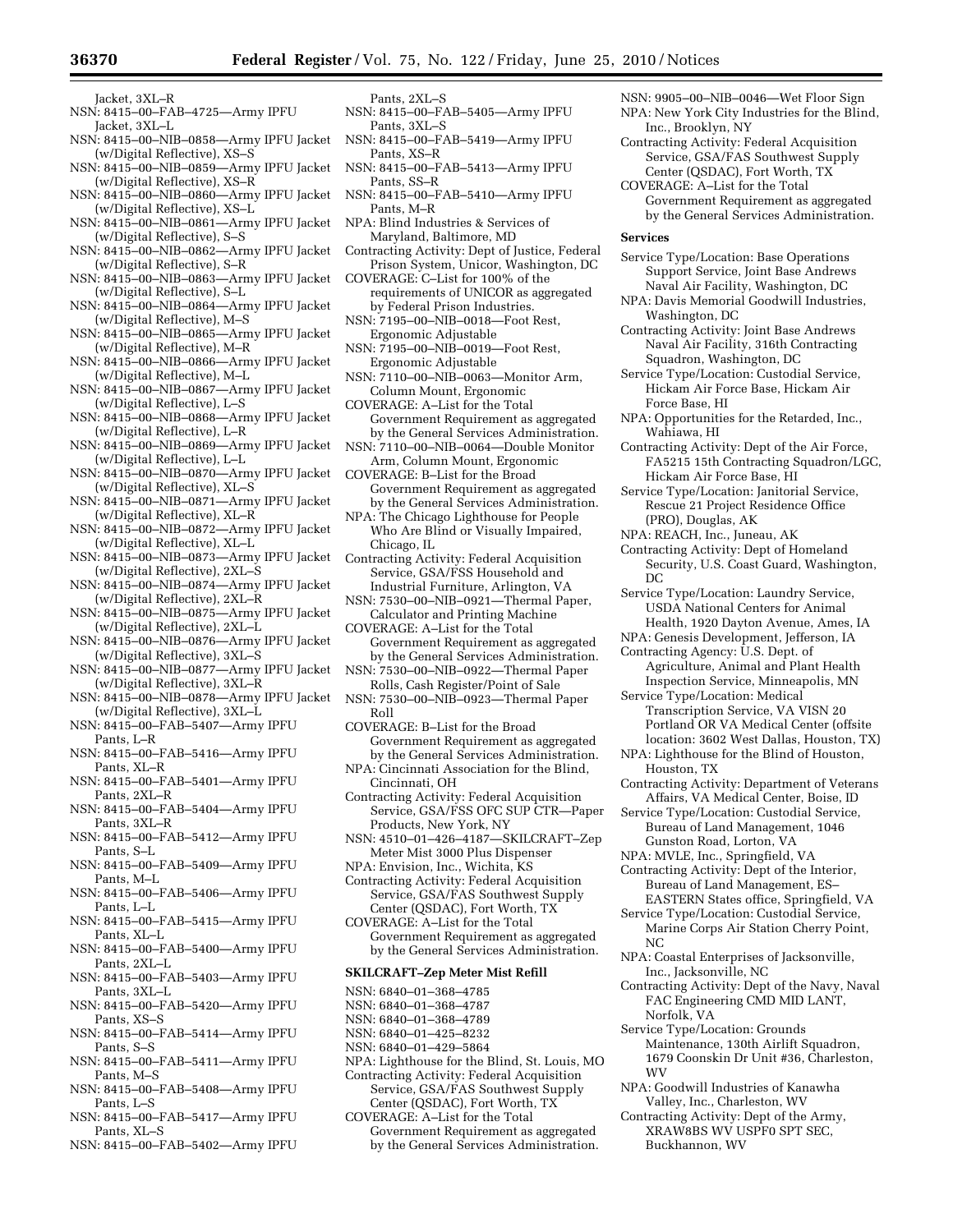Jacket, 3XL–R

NSN: 8415–00–FAB–4725—Army IPFU Jacket, 3XL–L

NSN: 8415–00–NIB–0858—Army IPFU Jacket (w/Digital Reflective), XS–S

NSN: 8415–00–NIB–0859—Army IPFU Jacket (w/Digital Reflective), XS–R

NSN: 8415–00–NIB–0860—Army IPFU Jacket (w/Digital Reflective), XS–L

NSN: 8415–00–NIB–0861—Army IPFU Jacket (w/Digital Reflective), S–S

NSN: 8415–00–NIB–0862—Army IPFU Jacket (w/Digital Reflective), S–R

NSN: 8415–00–NIB–0863—Army IPFU Jacket (w/Digital Reflective), S–L

NSN: 8415–00–NIB–0864—Army IPFU Jacket (w/Digital Reflective), M–S

NSN: 8415–00–NIB–0865—Army IPFU Jacket (w/Digital Reflective), M–R

NSN: 8415–00–NIB–0866—Army IPFU Jacket (w/Digital Reflective), M–L

NSN: 8415–00–NIB–0867—Army IPFU Jacket (w/Digital Reflective), L–S

NSN: 8415–00–NIB–0868—Army IPFU Jacket (w/Digital Reflective), L–R

NSN: 8415–00–NIB–0869—Army IPFU Jacket (w/Digital Reflective), L–L

NSN: 8415–00–NIB–0870—Army IPFU Jacket (w/Digital Reflective), XL–S

NSN: 8415–00–NIB–0871—Army IPFU Jacket (w/Digital Reflective), XL–R

NSN: 8415–00–NIB–0872—Army IPFU Jacket (w/Digital Reflective), XL–L

NSN: 8415–00–NIB–0873—Army IPFU Jacket (w/Digital Reflective), 2XL–S

NSN: 8415–00–NIB–0874—Army IPFU Jacket (w/Digital Reflective), 2XL–R

NSN: 8415–00–NIB–0875—Army IPFU Jacket (w/Digital Reflective), 2XL–L

NSN: 8415–00–NIB–0876—Army IPFU Jacket (w/Digital Reflective), 3XL–S

NSN: 8415–00–NIB–0877—Army IPFU Jacket (w/Digital Reflective), 3XL–R

NSN: 8415–00–NIB–0878—Army IPFU Jacket (w/Digital Reflective), 3XL–L

NSN: 8415–00–FAB–5407—Army IPFU Pants, L–R

NSN: 8415–00–FAB–5416—Army IPFU Pants, XL–R

NSN: 8415–00–FAB–5401—Army IPFU Pants, 2XL–R

NSN: 8415–00–FAB–5404—Army IPFU Pants, 3XL–R

NSN: 8415–00–FAB–5412—Army IPFU Pants, S–L

NSN: 8415–00–FAB–5409—Army IPFU Pants, M–L

NSN: 8415–00–FAB–5406—Army IPFU Pants, L–L

NSN: 8415–00–FAB–5415—Army IPFU Pants, XL–L

NSN: 8415–00–FAB–5400—Army IPFU Pants, 2XL–L

NSN: 8415–00–FAB–5403—Army IPFU Pants, 3XL–L

NSN: 8415–00–FAB–5420—Army IPFU Pants, XS–S

NSN: 8415–00–FAB–5414—Army IPFU Pants, S–S

NSN: 8415–00–FAB–5411—Army IPFU Pants, M–S

NSN: 8415–00–FAB–5408—Army IPFU Pants, L–S

NSN: 8415–00–FAB–5417—Army IPFU Pants, XL–S

NSN: 8415–00–FAB–5402—Army IPFU Pants, 2XL–S

NSN: 8415–00–FAB–5405—Army IPFU Pants, 3XL–S

NSN: 8415–00–FAB–5419—Army IPFU Pants, XS–R

NSN: 8415–00–FAB–5413—Army IPFU Pants, SS–R

NSN: 8415–00–FAB–5410—Army IPFU Pants, M–R

NPA: Blind Industries & Services of Maryland, Baltimore, MD

Contracting Activity: Dept of Justice, Federal Prison System, Unicor, Washington, DC

COVERAGE: C–List for 100% of the requirements of UNICOR as aggregated by Federal Prison Industries.

NSN: 7195–00–NIB–0018—Foot Rest, Ergonomic Adjustable

NSN: 7195–00–NIB–0019—Foot Rest, Ergonomic Adjustable

NSN: 7110–00–NIB–0063—Monitor Arm, Column Mount, Ergonomic

COVERAGE: A–List for the Total Government Requirement as aggregated by the General Services Administration.

NSN: 7110–00–NIB–0064—Double Monitor Arm, Column Mount, Ergonomic

COVERAGE: B–List for the Broad Government Requirement as aggregated by the General Services Administration.

NPA: The Chicago Lighthouse for People Who Are Blind or Visually Impaired, Chicago, IL

Contracting Activity: Federal Acquisition Service, GSA/FSS Household and Industrial Furniture, Arlington, VA

NSN: 7530–00–NIB–0921—Thermal Paper, Calculator and Printing Machine

COVERAGE: A–List for the Total Government Requirement as aggregated by the General Services Administration.

NSN: 7530–00–NIB–0922—Thermal Paper Rolls, Cash Register/Point of Sale

NSN: 7530–00–NIB–0923—Thermal Paper Roll

COVERAGE: B–List for the Broad Government Requirement as aggregated by the General Services Administration.

NPA: Cincinnati Association for the Blind, Cincinnati, OH

Contracting Activity: Federal Acquisition Service, GSA/FSS OFC SUP CTR—Paper Products, New York, NY

NSN: 4510–01–426–4187—SKILCRAFT–Zep Meter Mist 3000 Plus Dispenser

NPA: Envision, Inc., Wichita, KS

Contracting Activity: Federal Acquisition Service, GSA/FAS Southwest Supply Center (QSDAC), Fort Worth, TX

COVERAGE: A–List for the Total Government Requirement as aggregated by the General Services Administration.

**SKILCRAFT–Zep Meter Mist Refill**

NSN: 6840–01–368–4785

NSN: 6840–01–368–4787

NSN: 6840–01–368–4789

NSN: 6840–01–425–8232

NSN: 6840–01–429–5864

NPA: Lighthouse for the Blind, St. Louis, MO

Contracting Activity: Federal Acquisition Service, GSA/FAS Southwest Supply Center (QSDAC), Fort Worth, TX

COVERAGE: A–List for the Total Government Requirement as aggregated by the General Services Administration.

NSN: 9905–00–NIB–0046—Wet Floor Sign

NPA: New York City Industries for the Blind, Inc., Brooklyn, NY

Contracting Activity: Federal Acquisition Service, GSA/FAS Southwest Supply Center (QSDAC), Fort Worth, TX

COVERAGE: A–List for the Total Government Requirement as aggregated by the General Services Administration.

**Services**

Service Type/Location: Base Operations Support Service, Joint Base Andrews Naval Air Facility, Washington, DC

NPA: Davis Memorial Goodwill Industries, Washington, DC

Contracting Activity: Joint Base Andrews Naval Air Facility, 316th Contracting Squadron, Washington, DC

Service Type/Location: Custodial Service, Hickam Air Force Base, Hickam Air Force Base, HI

NPA: Opportunities for the Retarded, Inc., Wahiawa, HI

Contracting Activity: Dept of the Air Force, FA5215 15th Contracting Squadron/LGC, Hickam Air Force Base, HI

Service Type/Location: Janitorial Service, Rescue 21 Project Residence Office (PRO), Douglas, AK

NPA: REACH, Inc., Juneau, AK

Contracting Activity: Dept of Homeland Security, U.S. Coast Guard, Washington, DC

Service Type/Location: Laundry Service, USDA National Centers for Animal Health, 1920 Dayton Avenue, Ames, IA

NPA: Genesis Development, Jefferson, IA

Contracting Agency: U.S. Dept. of Agriculture, Animal and Plant Health Inspection Service, Minneapolis, MN

Service Type/Location: Medical Transcription Service, VA VISN 20 Portland OR VA Medical Center (offsite location: 3602 West Dallas, Houston, TX)

NPA: Lighthouse for the Blind of Houston, Houston, TX

Contracting Activity: Department of Veterans Affairs, VA Medical Center, Boise, ID

Service Type/Location: Custodial Service, Bureau of Land Management, 1046 Gunston Road, Lorton, VA

NPA: MVLE, Inc., Springfield, VA

Contracting Activity: Dept of the Interior, Bureau of Land Management, ES–EASTERN States office, Springfield, VA

Service Type/Location: Custodial Service, Marine Corps Air Station Cherry Point, NC

NPA: Coastal Enterprises of Jacksonville, Inc., Jacksonville, NC

Contracting Activity: Dept of the Navy, Naval FAC Engineering CMD MID LANT, Norfolk, VA

Service Type/Location: Grounds Maintenance, 130th Airlift Squadron, 1679 Coonskin Dr Unit #36, Charleston, WV

NPA: Goodwill Industries of Kanawha Valley, Inc., Charleston, WV

Contracting Activity: Dept of the Army, XRAW8BS WV USPF0 SPT SEC, Buckhannon, WV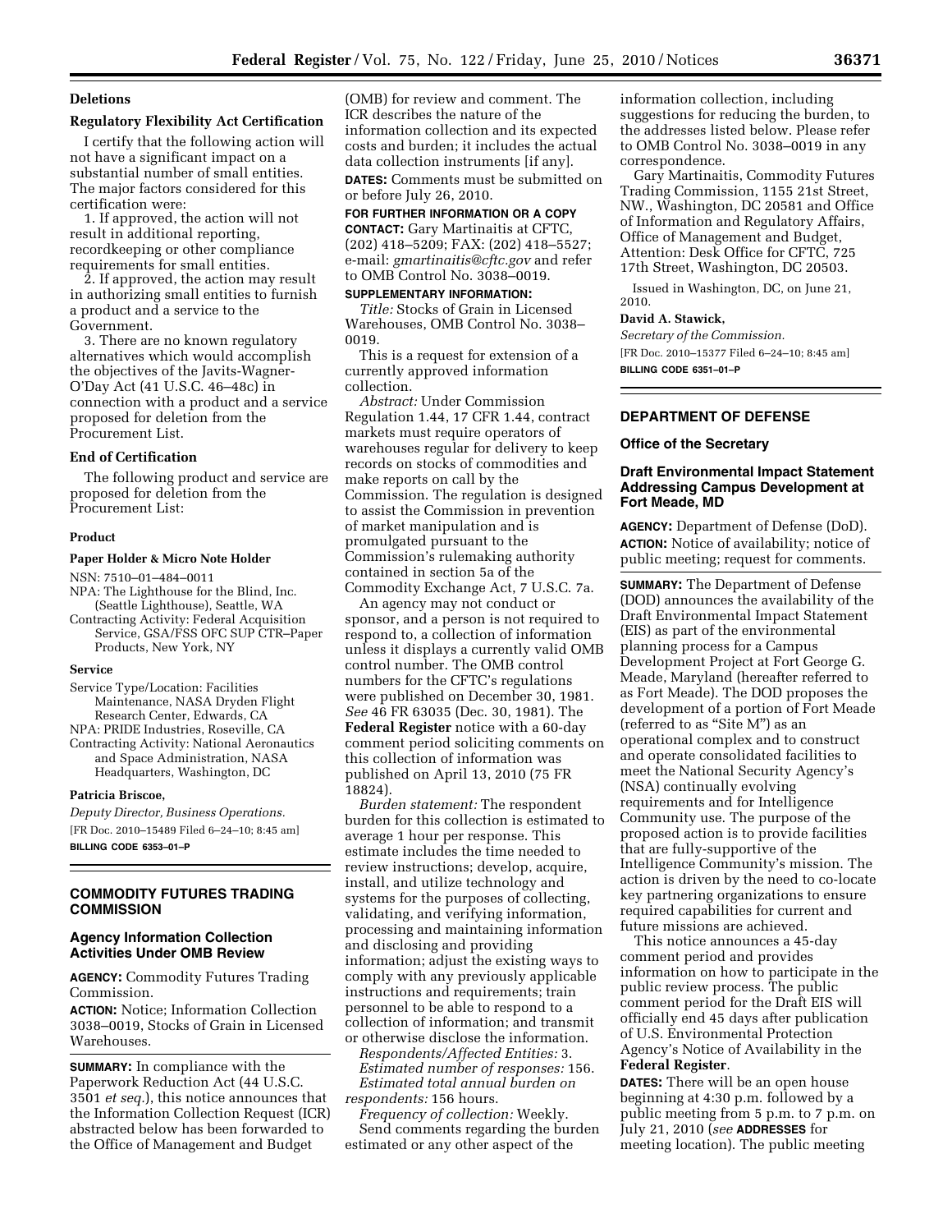### Deletions

#### Regulatory Flexibility Act Certification

I certify that the following action will not have a significant impact on a substantial number of small entities. The major factors considered for this certification were:

1. If approved, the action will not result in additional reporting, recordkeeping or other compliance requirements for small entities.

2. If approved, the action may result in authorizing small entities to furnish a product and a service to the Government.

3. There are no known regulatory alternatives which would accomplish the objectives of the Javits-Wagner-O'Day Act (41 U.S.C. 46–48c) in connection with a product and a service proposed for deletion from the Procurement List.

#### End of Certification

The following product and service are proposed for deletion from the Procurement List:

#### Product

**Paper Holder & Micro Note Holder**

NSN: 7510–01–484–0011

NPA: The Lighthouse for the Blind, Inc. (Seattle Lighthouse), Seattle, WA

Contracting Activity: Federal Acquisition Service, GSA/FSS OFC SUP CTR–Paper Products, New York, NY

#### Service

Service Type/Location: Facilities Maintenance, NASA Dryden Flight Research Center, Edwards, CA

NPA: PRIDE Industries, Roseville, CA

Contracting Activity: National Aeronautics and Space Administration, NASA Headquarters, Washington, DC

**Patricia Briscoe,**

*Deputy Director, Business Operations.*

[FR Doc. 2010–15489 Filed 6–24–10; 8:45 am]

**BILLING CODE 6353–01–P**

## COMMODITY FUTURES TRADING COMMISSION

### Agency Information Collection Activities Under OMB Review

**AGENCY:** Commodity Futures Trading Commission.

**ACTION:** Notice; Information Collection 3038–0019, Stocks of Grain in Licensed Warehouses.

**SUMMARY:** In compliance with the Paperwork Reduction Act (44 U.S.C. 3501 *et seq.*), this notice announces that the Information Collection Request (ICR) abstracted below has been forwarded to the Office of Management and Budget (OMB) for review and comment. The ICR describes the nature of the information collection and its expected costs and burden; it includes the actual data collection instruments [if any].

**DATES:** Comments must be submitted on or before July 26, 2010.

**FOR FURTHER INFORMATION OR A COPY CONTACT:** Gary Martinaitis at CFTC, (202) 418–5209; FAX: (202) 418–5527; e-mail: *gmartinaitis@cftc.gov* and refer to OMB Control No. 3038–0019.

**SUPPLEMENTARY INFORMATION:**

*Title:* Stocks of Grain in Licensed Warehouses, OMB Control No. 3038–0019.

This is a request for extension of a currently approved information collection.

*Abstract:* Under Commission Regulation 1.44, 17 CFR 1.44, contract markets must require operators of warehouses regular for delivery to keep records on stocks of commodities and make reports on call by the Commission. The regulation is designed to assist the Commission in prevention of market manipulation and is promulgated pursuant to the Commission's rulemaking authority contained in section 5a of the Commodity Exchange Act, 7 U.S.C. 7a.

An agency may not conduct or sponsor, and a person is not required to respond to, a collection of information unless it displays a currently valid OMB control number. The OMB control numbers for the CFTC's regulations were published on December 30, 1981. *See* 46 FR 63035 (Dec. 30, 1981). The **Federal Register** notice with a 60-day comment period soliciting comments on this collection of information was published on April 13, 2010 (75 FR 18824).

*Burden statement:* The respondent burden for this collection is estimated to average 1 hour per response. This estimate includes the time needed to review instructions; develop, acquire, install, and utilize technology and systems for the purposes of collecting, validating, and verifying information, processing and maintaining information and disclosing and providing information; adjust the existing ways to comply with any previously applicable instructions and requirements; train personnel to be able to respond to a collection of information; and transmit or otherwise disclose the information.

*Respondents/Affected Entities:* 3.

*Estimated number of responses:* 156.

*Estimated total annual burden on respondents:* 156 hours.

*Frequency of collection:* Weekly.

Send comments regarding the burden estimated or any other aspect of the information collection, including suggestions for reducing the burden, to the addresses listed below. Please refer to OMB Control No. 3038–0019 in any correspondence.

Gary Martinaitis, Commodity Futures Trading Commission, 1155 21st Street, NW., Washington, DC 20581 and Office of Information and Regulatory Affairs, Office of Management and Budget, Attention: Desk Office for CFTC, 725 17th Street, Washington, DC 20503.

Issued in Washington, DC, on June 21, 2010.

**David A. Stawick,**

*Secretary of the Commission.*

[FR Doc. 2010–15377 Filed 6–24–10; 8:45 am]

**BILLING CODE 6351–01–P**

## DEPARTMENT OF DEFENSE

### Office of the Secretary

### Draft Environmental Impact Statement Addressing Campus Development at Fort Meade, MD

**AGENCY:** Department of Defense (DoD).

**ACTION:** Notice of availability; notice of public meeting; request for comments.

**SUMMARY:** The Department of Defense (DOD) announces the availability of the Draft Environmental Impact Statement (EIS) as part of the environmental planning process for a Campus Development Project at Fort George G. Meade, Maryland (hereafter referred to as Fort Meade). The DOD proposes the development of a portion of Fort Meade (referred to as "Site M") as an operational complex and to construct and operate consolidated facilities to meet the National Security Agency's (NSA) continually evolving requirements and for Intelligence Community use. The purpose of the proposed action is to provide facilities that are fully-supportive of the Intelligence Community's mission. The action is driven by the need to co-locate key partnering organizations to ensure required capabilities for current and future missions are achieved.

This notice announces a 45-day comment period and provides information on how to participate in the public review process. The public comment period for the Draft EIS will officially end 45 days after publication of U.S. Environmental Protection Agency's Notice of Availability in the **Federal Register**.

**DATES:** There will be an open house beginning at 4:30 p.m. followed by a public meeting from 5 p.m. to 7 p.m. on July 21, 2010 (*see* **ADDRESSES** for meeting location). The public meeting